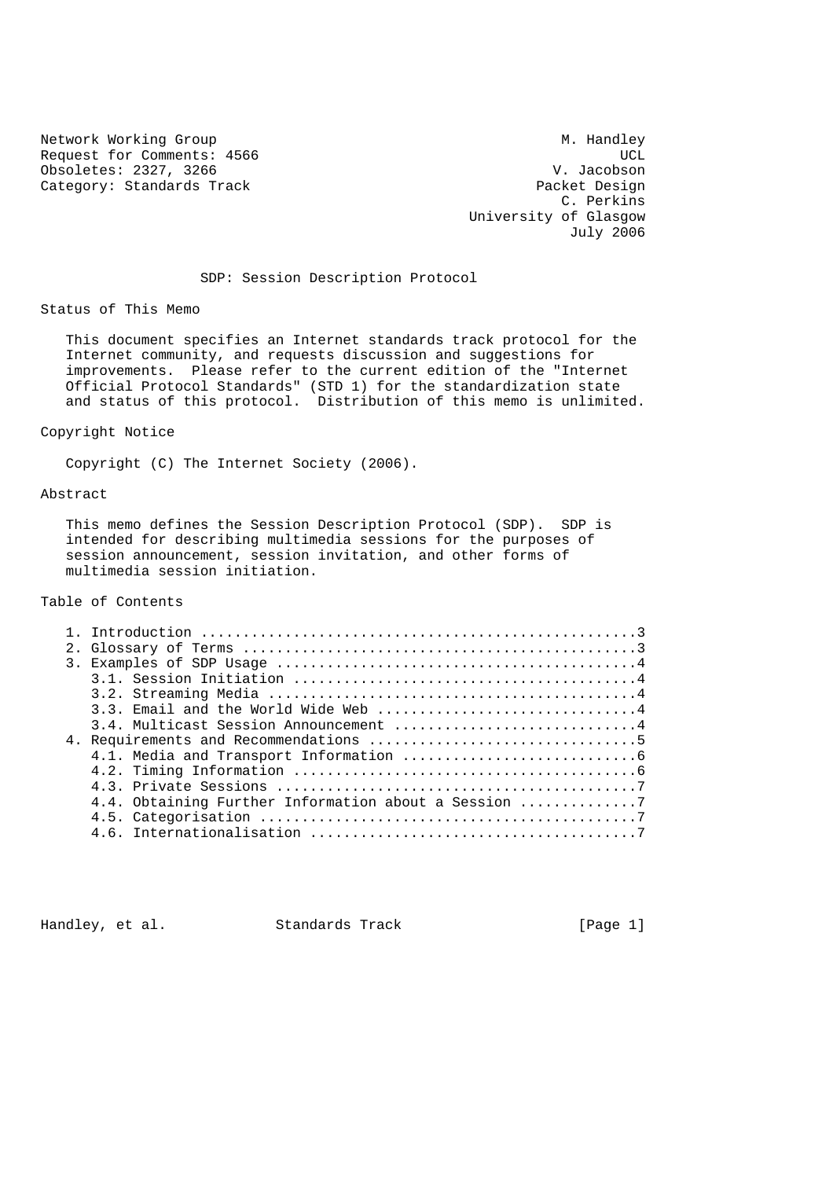Network Working Group M. Handley
Request for Comments: 4566 UCL
Obsoletes: 2327, 3266 V. Jacobson
Category: Standards Track Packet Design
C. Perkins
University of Glasgow
July 2006

# SDP: Session Description Protocol

## Status of This Memo

This document specifies an Internet standards track protocol for the Internet community, and requests discussion and suggestions for improvements. Please refer to the current edition of the "Internet Official Protocol Standards" (STD 1) for the standardization state and status of this protocol. Distribution of this memo is unlimited.

## Copyright Notice

Copyright (C) The Internet Society (2006).

## Abstract

This memo defines the Session Description Protocol (SDP). SDP is intended for describing multimedia sessions for the purposes of session announcement, session invitation, and other forms of multimedia session initiation.

## Table of Contents

```
   1. Introduction ....................................................3
   2. Glossary of Terms ...............................................3
   3. Examples of SDP Usage ...........................................4
      3.1. Session Initiation .........................................4
      3.2. Streaming Media ............................................4
      3.3. Email and the World Wide Web ...............................4
      3.4. Multicast Session Announcement .............................4
   4. Requirements and Recommendations ................................5
      4.1. Media and Transport Information ............................6
      4.2. Timing Information .........................................6
      4.3. Private Sessions ...........................................7
      4.4. Obtaining Further Information about a Session ..............7
      4.5. Categorisation .............................................7
      4.6. Internationalisation .......................................7
```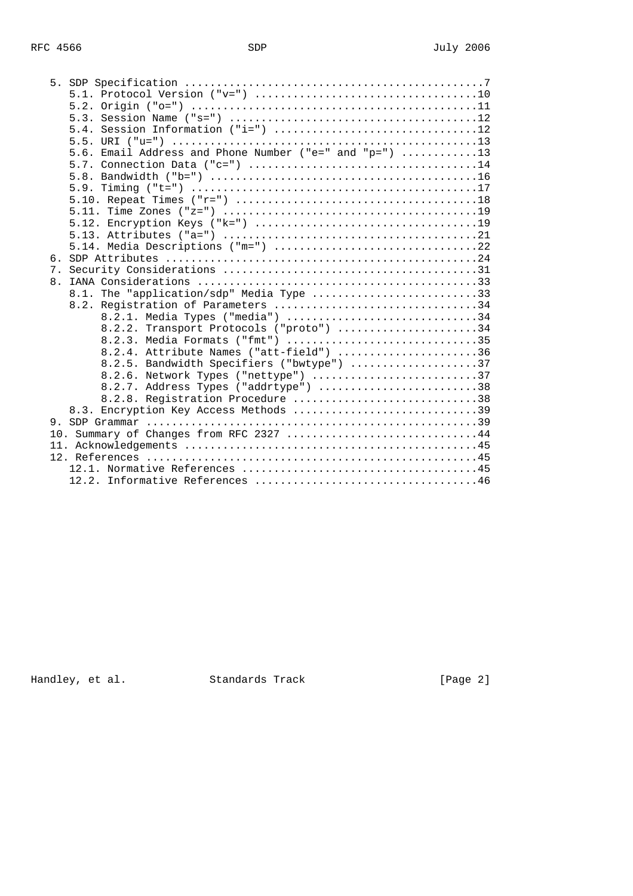```
   5. SDP Specification ...............................................7
      5.1. Protocol Version ("v=") ...................................10
      5.2. Origin ("o=") .............................................11
      5.3. Session Name ("s=") .......................................12
      5.4. Session Information ("i=") ................................12
      5.5. URI ("u=") ................................................13
      5.6. Email Address and Phone Number ("e=" and "p=") ............13
      5.7. Connection Data ("c=") ....................................14
      5.8. Bandwidth ("b=") ..........................................16
      5.9. Timing ("t=") .............................................17
      5.10. Repeat Times ("r=") ......................................18
      5.11. Time Zones ("z=") ........................................19
      5.12. Encryption Keys ("k=") ...................................19
      5.13. Attributes ("a=") ........................................21
      5.14. Media Descriptions ("m=") ................................22
   6. SDP Attributes .................................................24
   7. Security Considerations ........................................31
   8. IANA Considerations ............................................33
      8.1. The "application/sdp" Media Type ..........................33
      8.2. Registration of Parameters ................................34
           8.2.1. Media Types ("media") ..............................34
           8.2.2. Transport Protocols ("proto") ......................34
           8.2.3. Media Formats ("fmt") ..............................35
           8.2.4. Attribute Names ("att-field") ......................36
           8.2.5. Bandwidth Specifiers ("bwtype") ....................37
           8.2.6. Network Types ("nettype") ..........................37
           8.2.7. Address Types ("addrtype") .........................38
           8.2.8. Registration Procedure .............................38
      8.3. Encryption Key Access Methods .............................39
   9. SDP Grammar ....................................................39
   10. Summary of Changes from RFC 2327 ..............................44
   11. Acknowledgements ..............................................45
   12. References ....................................................45
      12.1. Normative References .....................................45
      12.2. Informative References ...................................46
```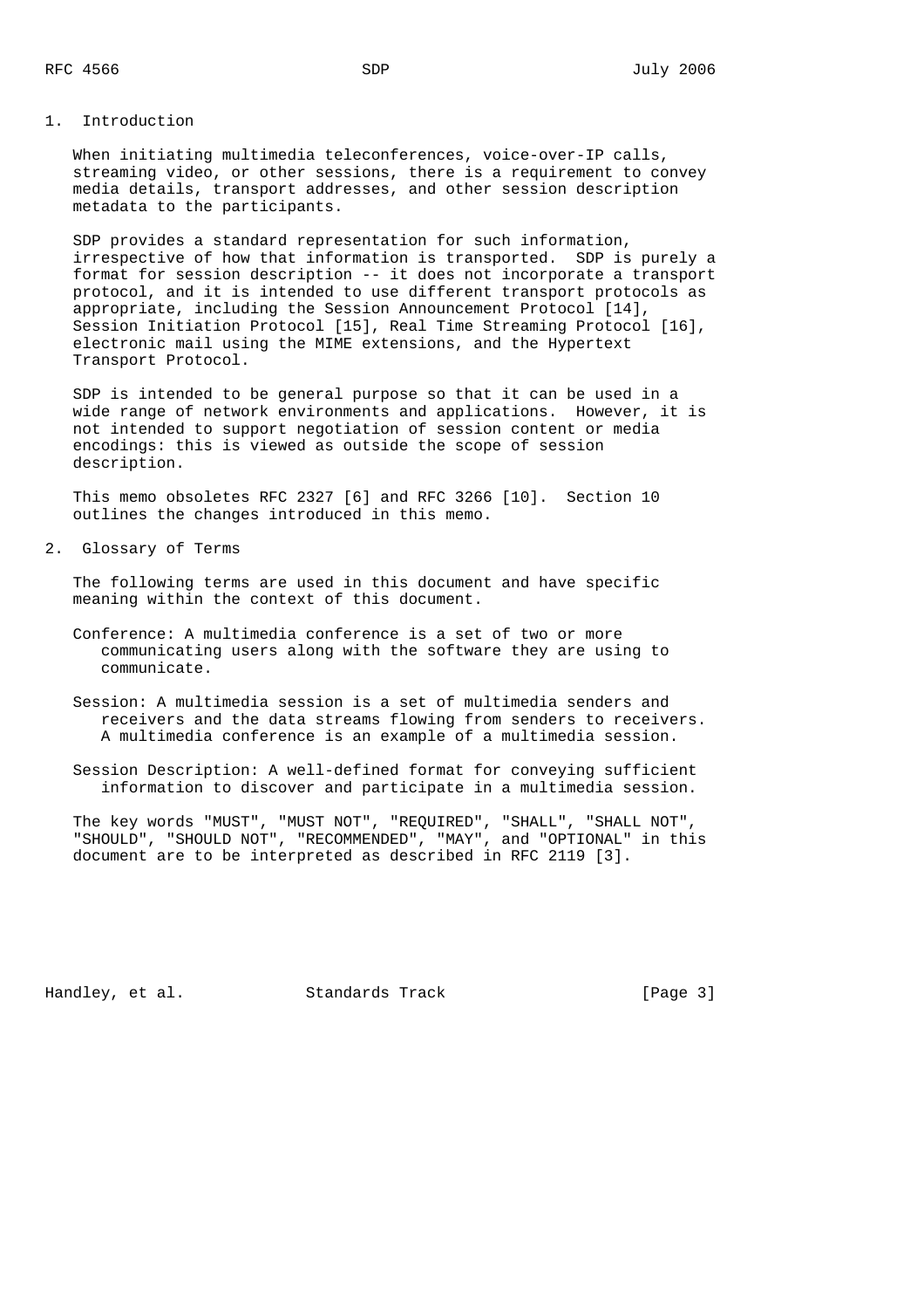## 1. Introduction

When initiating multimedia teleconferences, voice-over-IP calls, streaming video, or other sessions, there is a requirement to convey media details, transport addresses, and other session description metadata to the participants.

SDP provides a standard representation for such information, irrespective of how that information is transported. SDP is purely a format for session description -- it does not incorporate a transport protocol, and it is intended to use different transport protocols as appropriate, including the Session Announcement Protocol [14], Session Initiation Protocol [15], Real Time Streaming Protocol [16], electronic mail using the MIME extensions, and the Hypertext Transport Protocol.

SDP is intended to be general purpose so that it can be used in a wide range of network environments and applications. However, it is not intended to support negotiation of session content or media encodings: this is viewed as outside the scope of session description.

This memo obsoletes RFC 2327 [6] and RFC 3266 [10]. Section 10 outlines the changes introduced in this memo.

## 2. Glossary of Terms

The following terms are used in this document and have specific meaning within the context of this document.

Conference: A multimedia conference is a set of two or more communicating users along with the software they are using to communicate.

Session: A multimedia session is a set of multimedia senders and receivers and the data streams flowing from senders to receivers. A multimedia conference is an example of a multimedia session.

Session Description: A well-defined format for conveying sufficient information to discover and participate in a multimedia session.

The key words "MUST", "MUST NOT", "REQUIRED", "SHALL", "SHALL NOT", "SHOULD", "SHOULD NOT", "RECOMMENDED", "MAY", and "OPTIONAL" in this document are to be interpreted as described in RFC 2119 [3].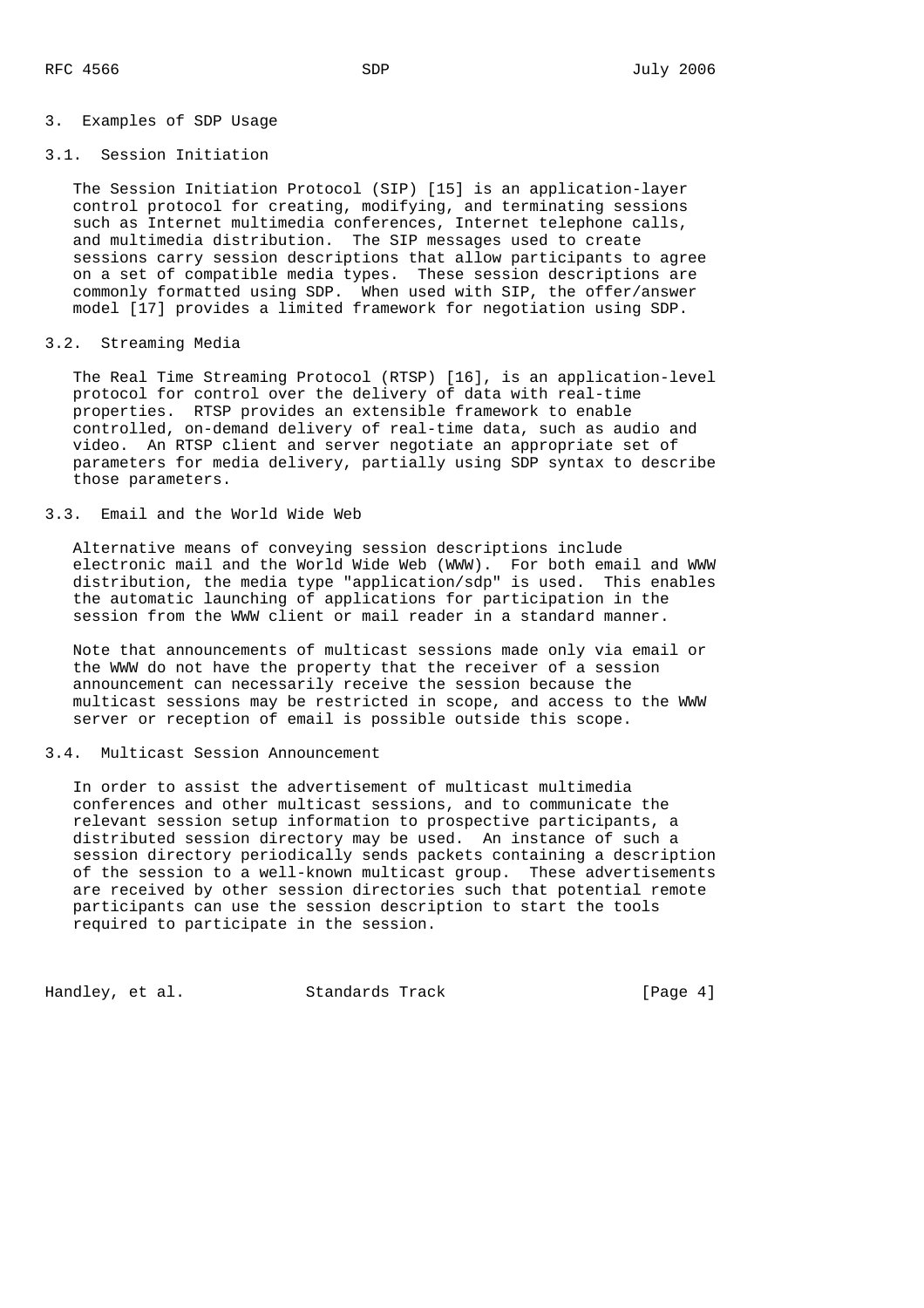## 3. Examples of SDP Usage

### 3.1. Session Initiation

The Session Initiation Protocol (SIP) [15] is an application-layer control protocol for creating, modifying, and terminating sessions such as Internet multimedia conferences, Internet telephone calls, and multimedia distribution. The SIP messages used to create sessions carry session descriptions that allow participants to agree on a set of compatible media types. These session descriptions are commonly formatted using SDP. When used with SIP, the offer/answer model [17] provides a limited framework for negotiation using SDP.

### 3.2. Streaming Media

The Real Time Streaming Protocol (RTSP) [16], is an application-level protocol for control over the delivery of data with real-time properties. RTSP provides an extensible framework to enable controlled, on-demand delivery of real-time data, such as audio and video. An RTSP client and server negotiate an appropriate set of parameters for media delivery, partially using SDP syntax to describe those parameters.

### 3.3. Email and the World Wide Web

Alternative means of conveying session descriptions include electronic mail and the World Wide Web (WWW). For both email and WWW distribution, the media type "application/sdp" is used. This enables the automatic launching of applications for participation in the session from the WWW client or mail reader in a standard manner.

Note that announcements of multicast sessions made only via email or the WWW do not have the property that the receiver of a session announcement can necessarily receive the session because the multicast sessions may be restricted in scope, and access to the WWW server or reception of email is possible outside this scope.

### 3.4. Multicast Session Announcement

In order to assist the advertisement of multicast multimedia conferences and other multicast sessions, and to communicate the relevant session setup information to prospective participants, a distributed session directory may be used. An instance of such a session directory periodically sends packets containing a description of the session to a well-known multicast group. These advertisements are received by other session directories such that potential remote participants can use the session description to start the tools required to participate in the session.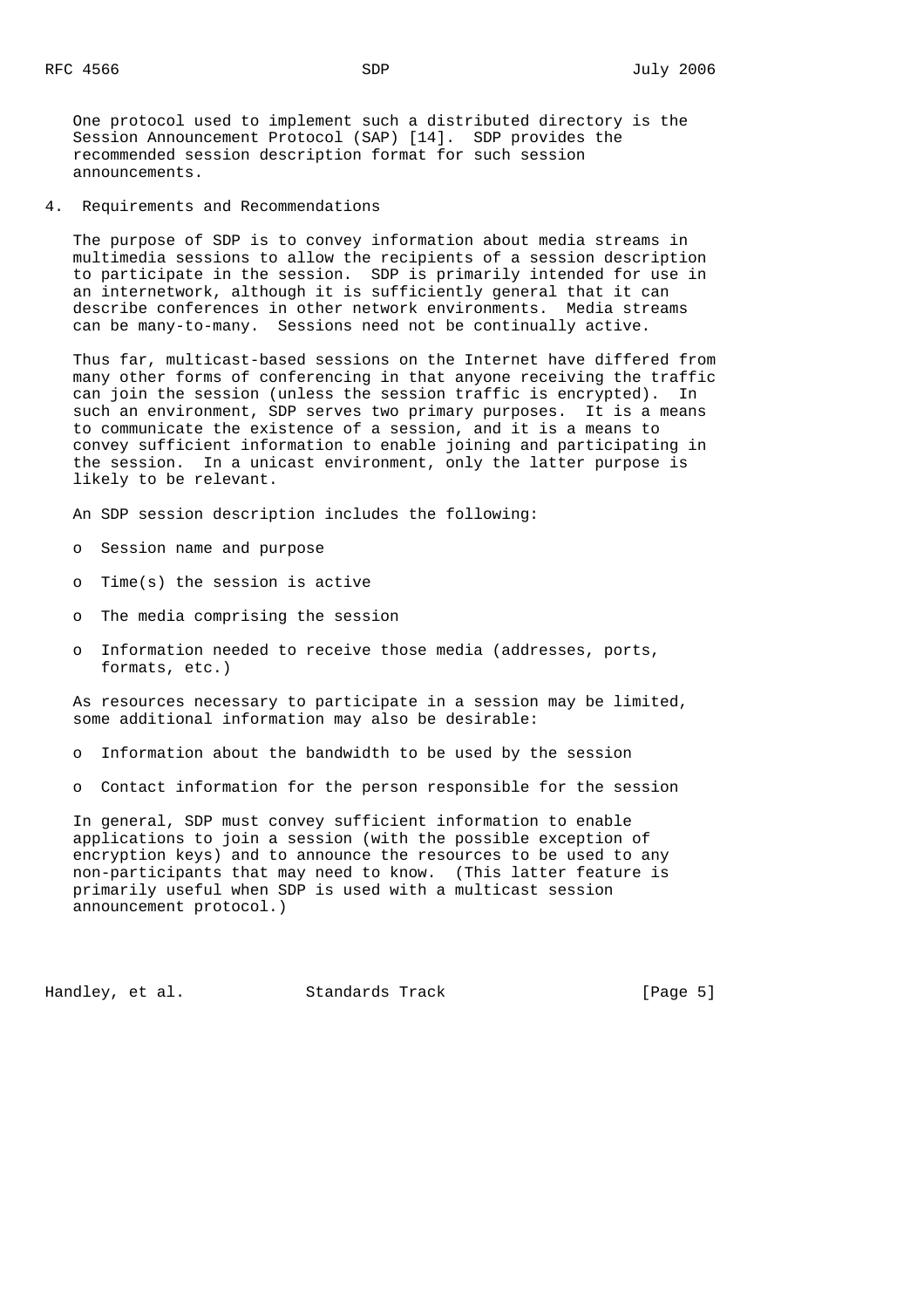One protocol used to implement such a distributed directory is the Session Announcement Protocol (SAP) [14]. SDP provides the recommended session description format for such session announcements.

## 4. Requirements and Recommendations

The purpose of SDP is to convey information about media streams in multimedia sessions to allow the recipients of a session description to participate in the session. SDP is primarily intended for use in an internetwork, although it is sufficiently general that it can describe conferences in other network environments. Media streams can be many-to-many. Sessions need not be continually active.

Thus far, multicast-based sessions on the Internet have differed from many other forms of conferencing in that anyone receiving the traffic can join the session (unless the session traffic is encrypted). In such an environment, SDP serves two primary purposes. It is a means to communicate the existence of a session, and it is a means to convey sufficient information to enable joining and participating in the session. In a unicast environment, only the latter purpose is likely to be relevant.

An SDP session description includes the following:

- Session name and purpose
- Time(s) the session is active
- The media comprising the session
- Information needed to receive those media (addresses, ports, formats, etc.)

As resources necessary to participate in a session may be limited, some additional information may also be desirable:

- Information about the bandwidth to be used by the session
- Contact information for the person responsible for the session

In general, SDP must convey sufficient information to enable applications to join a session (with the possible exception of encryption keys) and to announce the resources to be used to any non-participants that may need to know. (This latter feature is primarily useful when SDP is used with a multicast session announcement protocol.)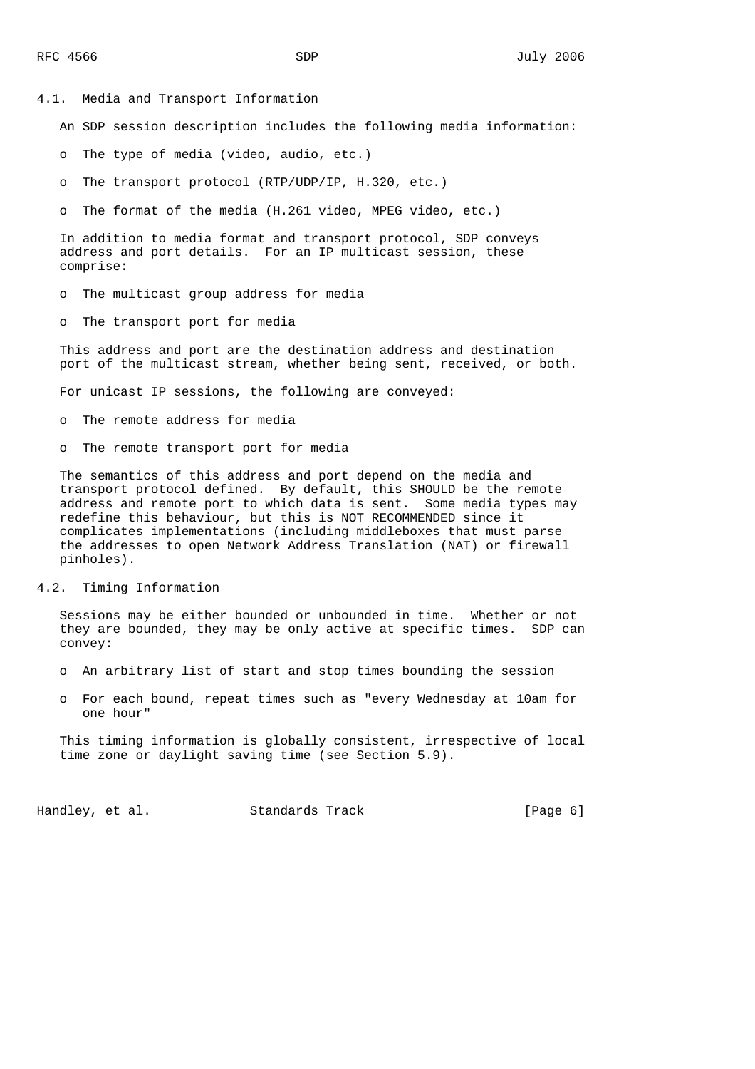## 4.1. Media and Transport Information

An SDP session description includes the following media information:

- The type of media (video, audio, etc.)
- The transport protocol (RTP/UDP/IP, H.320, etc.)
- The format of the media (H.261 video, MPEG video, etc.)

In addition to media format and transport protocol, SDP conveys address and port details. For an IP multicast session, these comprise:

- The multicast group address for media
- The transport port for media

This address and port are the destination address and destination port of the multicast stream, whether being sent, received, or both.

For unicast IP sessions, the following are conveyed:

- The remote address for media
- The remote transport port for media

The semantics of this address and port depend on the media and transport protocol defined. By default, this SHOULD be the remote address and remote port to which data is sent. Some media types may redefine this behaviour, but this is NOT RECOMMENDED since it complicates implementations (including middleboxes that must parse the addresses to open Network Address Translation (NAT) or firewall pinholes).

## 4.2. Timing Information

Sessions may be either bounded or unbounded in time. Whether or not they are bounded, they may be only active at specific times. SDP can convey:

- An arbitrary list of start and stop times bounding the session
- For each bound, repeat times such as "every Wednesday at 10am for one hour"

This timing information is globally consistent, irrespective of local time zone or daylight saving time (see Section 5.9).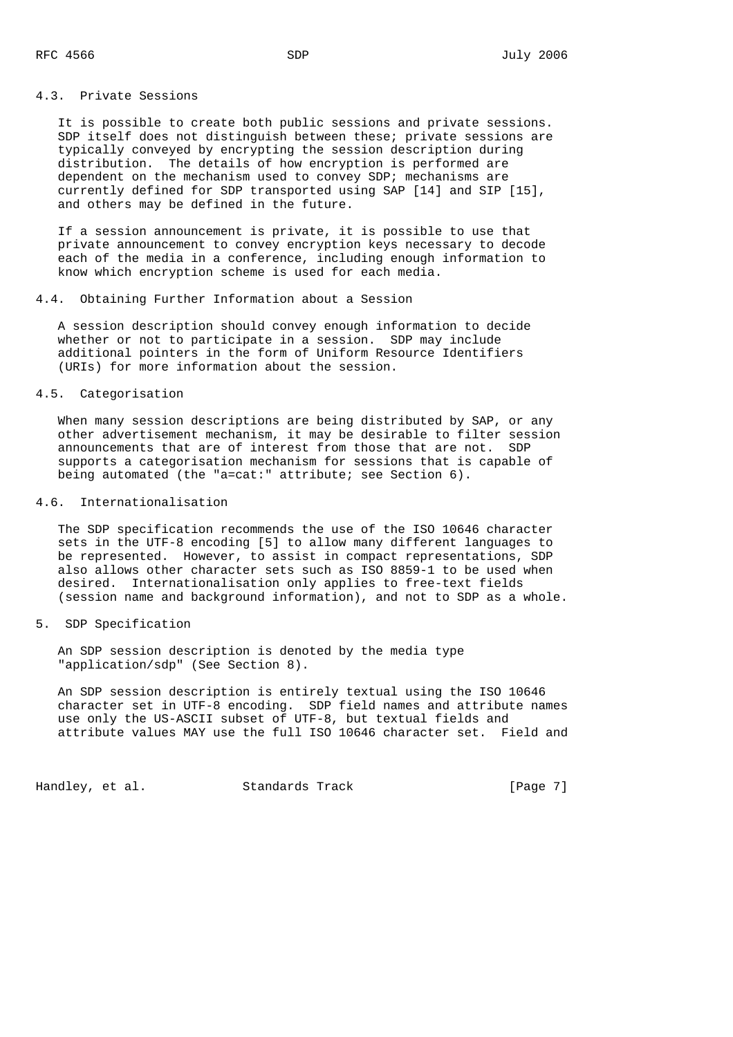### 4.3. Private Sessions

It is possible to create both public sessions and private sessions. SDP itself does not distinguish between these; private sessions are typically conveyed by encrypting the session description during distribution. The details of how encryption is performed are dependent on the mechanism used to convey SDP; mechanisms are currently defined for SDP transported using SAP [14] and SIP [15], and others may be defined in the future.

If a session announcement is private, it is possible to use that private announcement to convey encryption keys necessary to decode each of the media in a conference, including enough information to know which encryption scheme is used for each media.

### 4.4. Obtaining Further Information about a Session

A session description should convey enough information to decide whether or not to participate in a session. SDP may include additional pointers in the form of Uniform Resource Identifiers (URIs) for more information about the session.

### 4.5. Categorisation

When many session descriptions are being distributed by SAP, or any other advertisement mechanism, it may be desirable to filter session announcements that are of interest from those that are not. SDP supports a categorisation mechanism for sessions that is capable of being automated (the "a=cat:" attribute; see Section 6).

### 4.6. Internationalisation

The SDP specification recommends the use of the ISO 10646 character sets in the UTF-8 encoding [5] to allow many different languages to be represented. However, to assist in compact representations, SDP also allows other character sets such as ISO 8859-1 to be used when desired. Internationalisation only applies to free-text fields (session name and background information), and not to SDP as a whole.

## 5. SDP Specification

An SDP session description is denoted by the media type "application/sdp" (See Section 8).

An SDP session description is entirely textual using the ISO 10646 character set in UTF-8 encoding. SDP field names and attribute names use only the US-ASCII subset of UTF-8, but textual fields and attribute values MAY use the full ISO 10646 character set. Field and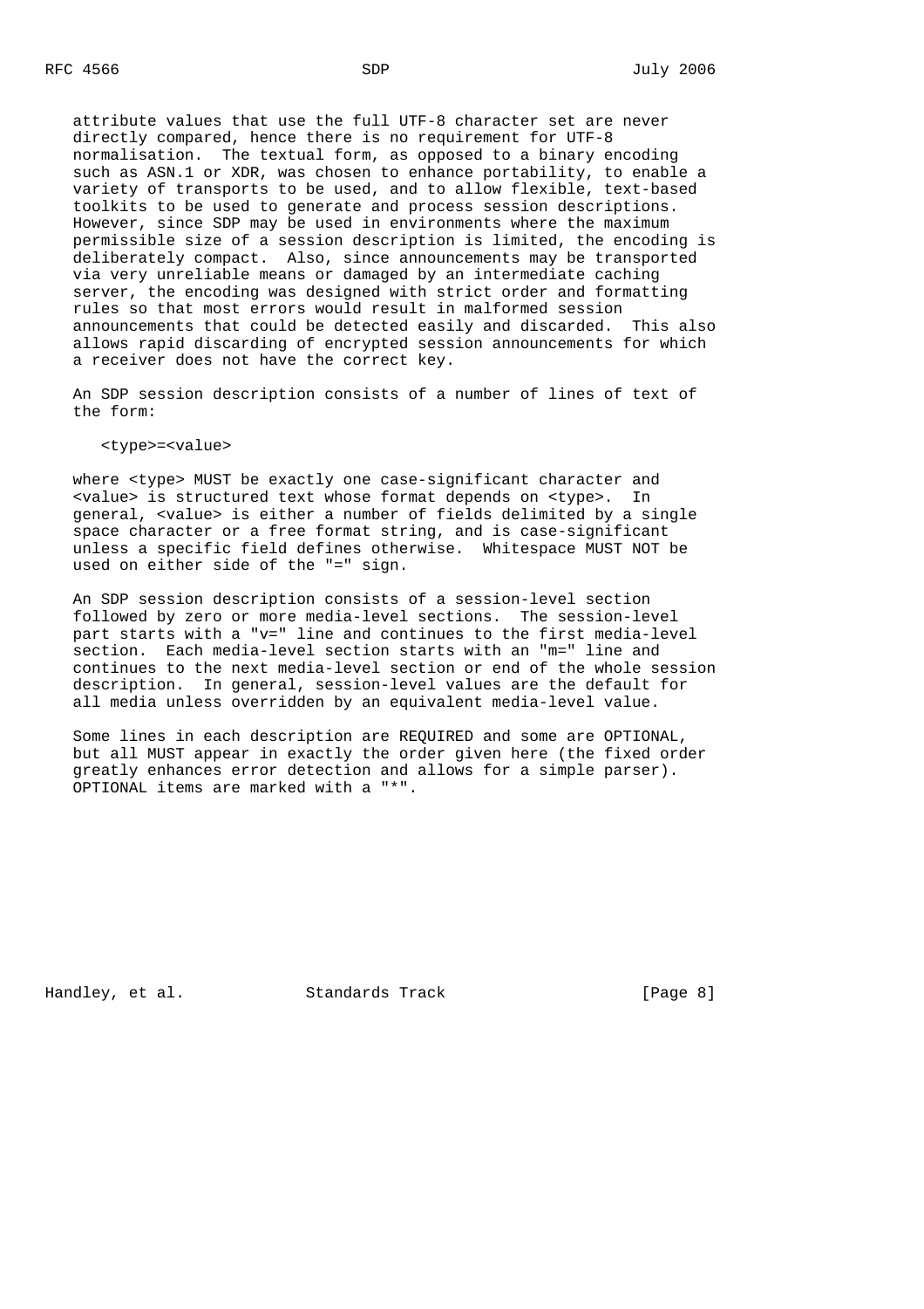attribute values that use the full UTF-8 character set are never directly compared, hence there is no requirement for UTF-8 normalisation. The textual form, as opposed to a binary encoding such as ASN.1 or XDR, was chosen to enhance portability, to enable a variety of transports to be used, and to allow flexible, text-based toolkits to be used to generate and process session descriptions. However, since SDP may be used in environments where the maximum permissible size of a session description is limited, the encoding is deliberately compact. Also, since announcements may be transported via very unreliable means or damaged by an intermediate caching server, the encoding was designed with strict order and formatting rules so that most errors would result in malformed session announcements that could be detected easily and discarded. This also allows rapid discarding of encrypted session announcements for which a receiver does not have the correct key.

An SDP session description consists of a number of lines of text of the form:

```
<type>=<value>
```

where <type> MUST be exactly one case-significant character and <value> is structured text whose format depends on <type>. In general, <value> is either a number of fields delimited by a single space character or a free format string, and is case-significant unless a specific field defines otherwise. Whitespace MUST NOT be used on either side of the "=" sign.

An SDP session description consists of a session-level section followed by zero or more media-level sections. The session-level part starts with a "v=" line and continues to the first media-level section. Each media-level section starts with an "m=" line and continues to the next media-level section or end of the whole session description. In general, session-level values are the default for all media unless overridden by an equivalent media-level value.

Some lines in each description are REQUIRED and some are OPTIONAL, but all MUST appear in exactly the order given here (the fixed order greatly enhances error detection and allows for a simple parser). OPTIONAL items are marked with a "*".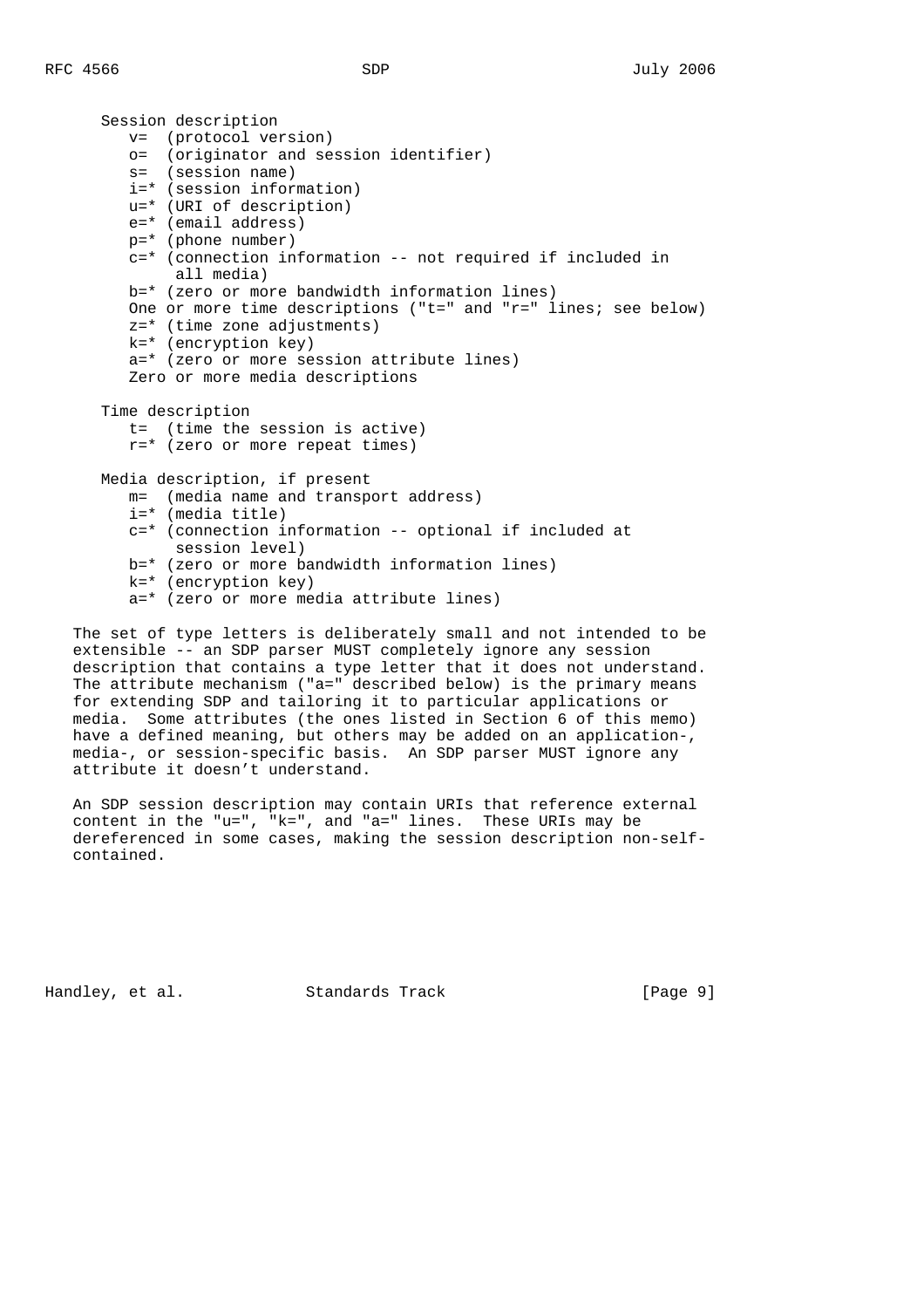```
      Session description
         v=  (protocol version)
         o=  (originator and session identifier)
         s=  (session name)
         i=* (session information)
         u=* (URI of description)
         e=* (email address)
         p=* (phone number)
         c=* (connection information -- not required if included in
              all media)
         b=* (zero or more bandwidth information lines)
         One or more time descriptions ("t=" and "r=" lines; see below)
         z=* (time zone adjustments)
         k=* (encryption key)
         a=* (zero or more session attribute lines)
         Zero or more media descriptions

      Time description
         t=  (time the session is active)
         r=* (zero or more repeat times)

      Media description, if present
         m=  (media name and transport address)
         i=* (media title)
         c=* (connection information -- optional if included at
              session level)
         b=* (zero or more bandwidth information lines)
         k=* (encryption key)
         a=* (zero or more media attribute lines)
```

The set of type letters is deliberately small and not intended to be extensible -- an SDP parser MUST completely ignore any session description that contains a type letter that it does not understand. The attribute mechanism ("a=" described below) is the primary means for extending SDP and tailoring it to particular applications or media. Some attributes (the ones listed in Section 6 of this memo) have a defined meaning, but others may be added on an application-, media-, or session-specific basis. An SDP parser MUST ignore any attribute it doesn't understand.

An SDP session description may contain URIs that reference external content in the "u=", "k=", and "a=" lines. These URIs may be dereferenced in some cases, making the session description non-self-contained.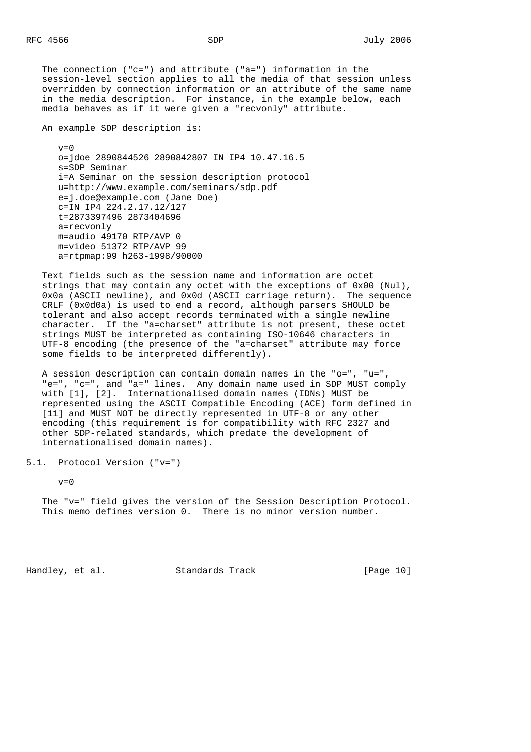The connection ("c=") and attribute ("a=") information in the session-level section applies to all the media of that session unless overridden by connection information or an attribute of the same name in the media description. For instance, in the example below, each media behaves as if it were given a "recvonly" attribute.

An example SDP description is:

```
v=0
o=jdoe 2890844526 2890842807 IN IP4 10.47.16.5
s=SDP Seminar
i=A Seminar on the session description protocol
u=http://www.example.com/seminars/sdp.pdf
e=j.doe@example.com (Jane Doe)
c=IN IP4 224.2.17.12/127
t=2873397496 2873404696
a=recvonly
m=audio 49170 RTP/AVP 0
m=video 51372 RTP/AVP 99
a=rtpmap:99 h263-1998/90000
```

Text fields such as the session name and information are octet strings that may contain any octet with the exceptions of 0x00 (Nul), 0x0a (ASCII newline), and 0x0d (ASCII carriage return). The sequence CRLF (0x0d0a) is used to end a record, although parsers SHOULD be tolerant and also accept records terminated with a single newline character. If the "a=charset" attribute is not present, these octet strings MUST be interpreted as containing ISO-10646 characters in UTF-8 encoding (the presence of the "a=charset" attribute may force some fields to be interpreted differently).

A session description can contain domain names in the "o=", "u=", "e=", "c=", and "a=" lines. Any domain name used in SDP MUST comply with [1], [2]. Internationalised domain names (IDNs) MUST be represented using the ASCII Compatible Encoding (ACE) form defined in [11] and MUST NOT be directly represented in UTF-8 or any other encoding (this requirement is for compatibility with RFC 2327 and other SDP-related standards, which predate the development of internationalised domain names).

## 5.1. Protocol Version ("v=")

```
v=0
```

The "v=" field gives the version of the Session Description Protocol. This memo defines version 0. There is no minor version number.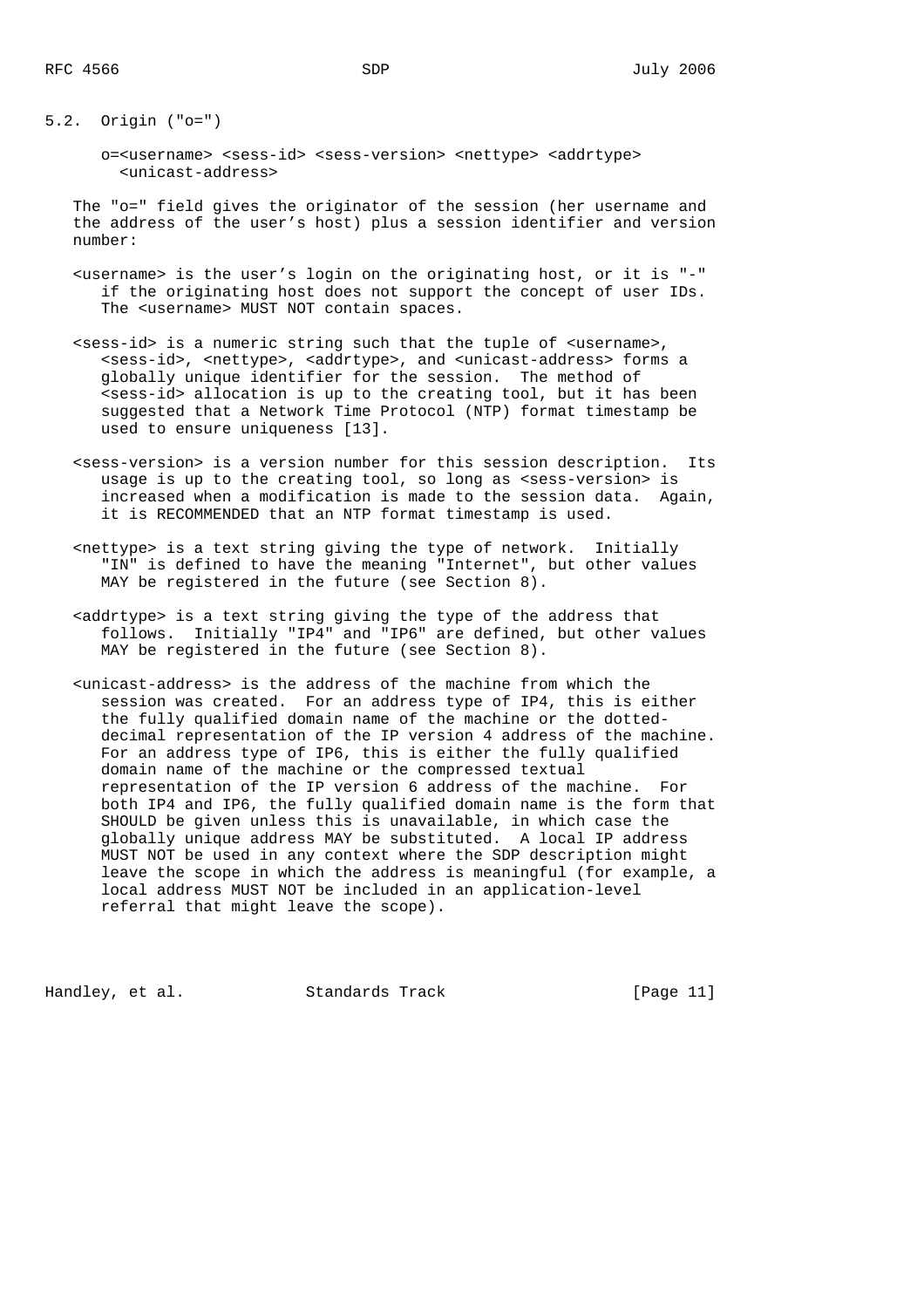## 5.2. Origin ("o=")

```
o=<username> <sess-id> <sess-version> <nettype> <addrtype>
  <unicast-address>
```

The "o=" field gives the originator of the session (her username and the address of the user's host) plus a session identifier and version number:

<username> is the user's login on the originating host, or it is "-" if the originating host does not support the concept of user IDs. The <username> MUST NOT contain spaces.

<sess-id> is a numeric string such that the tuple of <username>, <sess-id>, <nettype>, <addrtype>, and <unicast-address> forms a globally unique identifier for the session. The method of <sess-id> allocation is up to the creating tool, but it has been suggested that a Network Time Protocol (NTP) format timestamp be used to ensure uniqueness [13].

<sess-version> is a version number for this session description. Its usage is up to the creating tool, so long as <sess-version> is increased when a modification is made to the session data. Again, it is RECOMMENDED that an NTP format timestamp is used.

<nettype> is a text string giving the type of network. Initially "IN" is defined to have the meaning "Internet", but other values MAY be registered in the future (see Section 8).

<addrtype> is a text string giving the type of the address that follows. Initially "IP4" and "IP6" are defined, but other values MAY be registered in the future (see Section 8).

<unicast-address> is the address of the machine from which the session was created. For an address type of IP4, this is either the fully qualified domain name of the machine or the dotted-decimal representation of the IP version 4 address of the machine. For an address type of IP6, this is either the fully qualified domain name of the machine or the compressed textual representation of the IP version 6 address of the machine. For both IP4 and IP6, the fully qualified domain name is the form that SHOULD be given unless this is unavailable, in which case the globally unique address MAY be substituted. A local IP address MUST NOT be used in any context where the SDP description might leave the scope in which the address is meaningful (for example, a local address MUST NOT be included in an application-level referral that might leave the scope).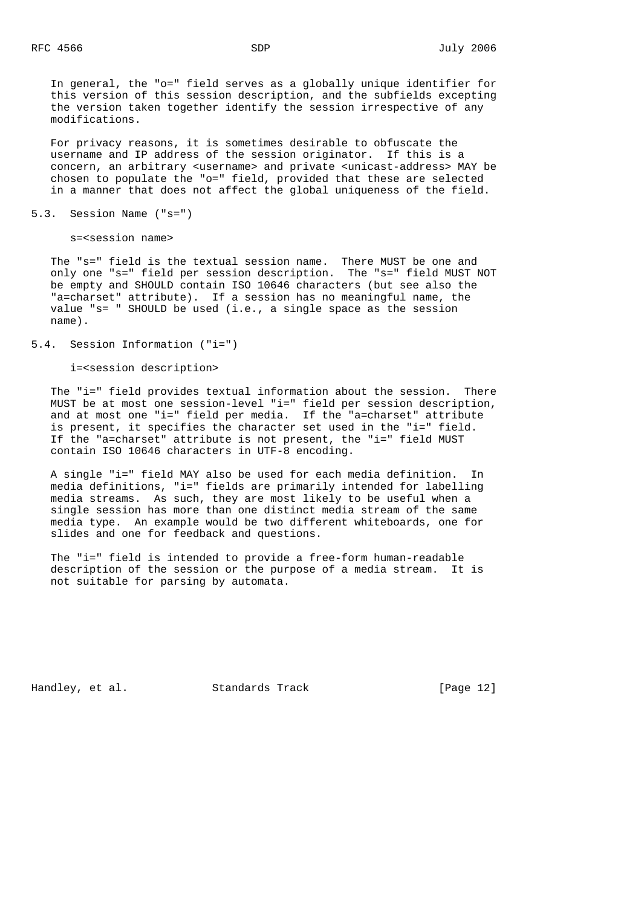In general, the "o=" field serves as a globally unique identifier for this version of this session description, and the subfields excepting the version taken together identify the session irrespective of any modifications.

For privacy reasons, it is sometimes desirable to obfuscate the username and IP address of the session originator. If this is a concern, an arbitrary <username> and private <unicast-address> MAY be chosen to populate the "o=" field, provided that these are selected in a manner that does not affect the global uniqueness of the field.

## 5.3. Session Name ("s=")

```
s=<session name>
```

The "s=" field is the textual session name. There MUST be one and only one "s=" field per session description. The "s=" field MUST NOT be empty and SHOULD contain ISO 10646 characters (but see also the "a=charset" attribute). If a session has no meaningful name, the value "s= " SHOULD be used (i.e., a single space as the session name).

## 5.4. Session Information ("i=")

```
i=<session description>
```

The "i=" field provides textual information about the session. There MUST be at most one session-level "i=" field per session description, and at most one "i=" field per media. If the "a=charset" attribute is present, it specifies the character set used in the "i=" field. If the "a=charset" attribute is not present, the "i=" field MUST contain ISO 10646 characters in UTF-8 encoding.

A single "i=" field MAY also be used for each media definition. In media definitions, "i=" fields are primarily intended for labelling media streams. As such, they are most likely to be useful when a single session has more than one distinct media stream of the same media type. An example would be two different whiteboards, one for slides and one for feedback and questions.

The "i=" field is intended to provide a free-form human-readable description of the session or the purpose of a media stream. It is not suitable for parsing by automata.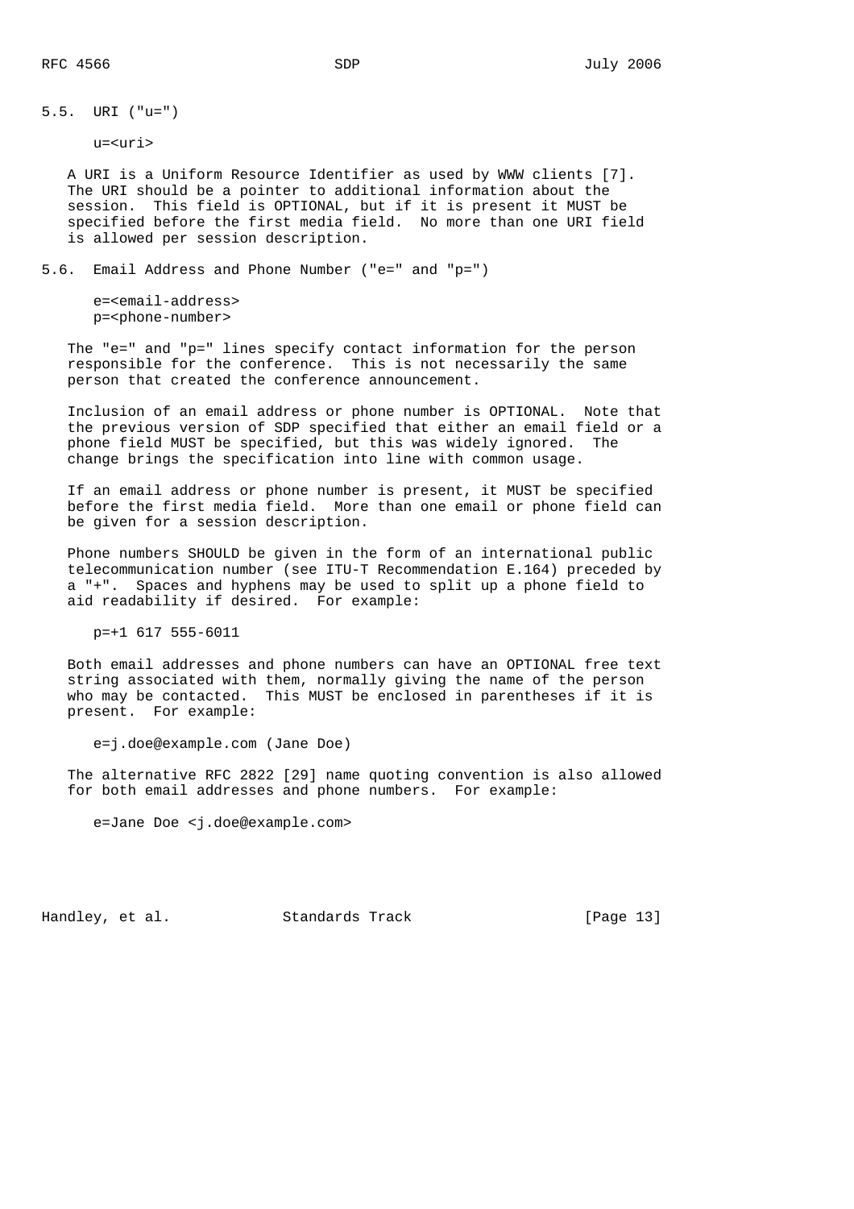### 5.5. URI ("u=")

```
u=<uri>
```

A URI is a Uniform Resource Identifier as used by WWW clients [7]. The URI should be a pointer to additional information about the session. This field is OPTIONAL, but if it is present it MUST be specified before the first media field. No more than one URI field is allowed per session description.

### 5.6. Email Address and Phone Number ("e=" and "p=")

```
e=<email-address>
p=<phone-number>
```

The "e=" and "p=" lines specify contact information for the person responsible for the conference. This is not necessarily the same person that created the conference announcement.

Inclusion of an email address or phone number is OPTIONAL. Note that the previous version of SDP specified that either an email field or a phone field MUST be specified, but this was widely ignored. The change brings the specification into line with common usage.

If an email address or phone number is present, it MUST be specified before the first media field. More than one email or phone field can be given for a session description.

Phone numbers SHOULD be given in the form of an international public telecommunication number (see ITU-T Recommendation E.164) preceded by a "+". Spaces and hyphens may be used to split up a phone field to aid readability if desired. For example:

```
p=+1 617 555-6011
```

Both email addresses and phone numbers can have an OPTIONAL free text string associated with them, normally giving the name of the person who may be contacted. This MUST be enclosed in parentheses if it is present. For example:

```
e=j.doe@example.com (Jane Doe)
```

The alternative RFC 2822 [29] name quoting convention is also allowed for both email addresses and phone numbers. For example:

```
e=Jane Doe <j.doe@example.com>
```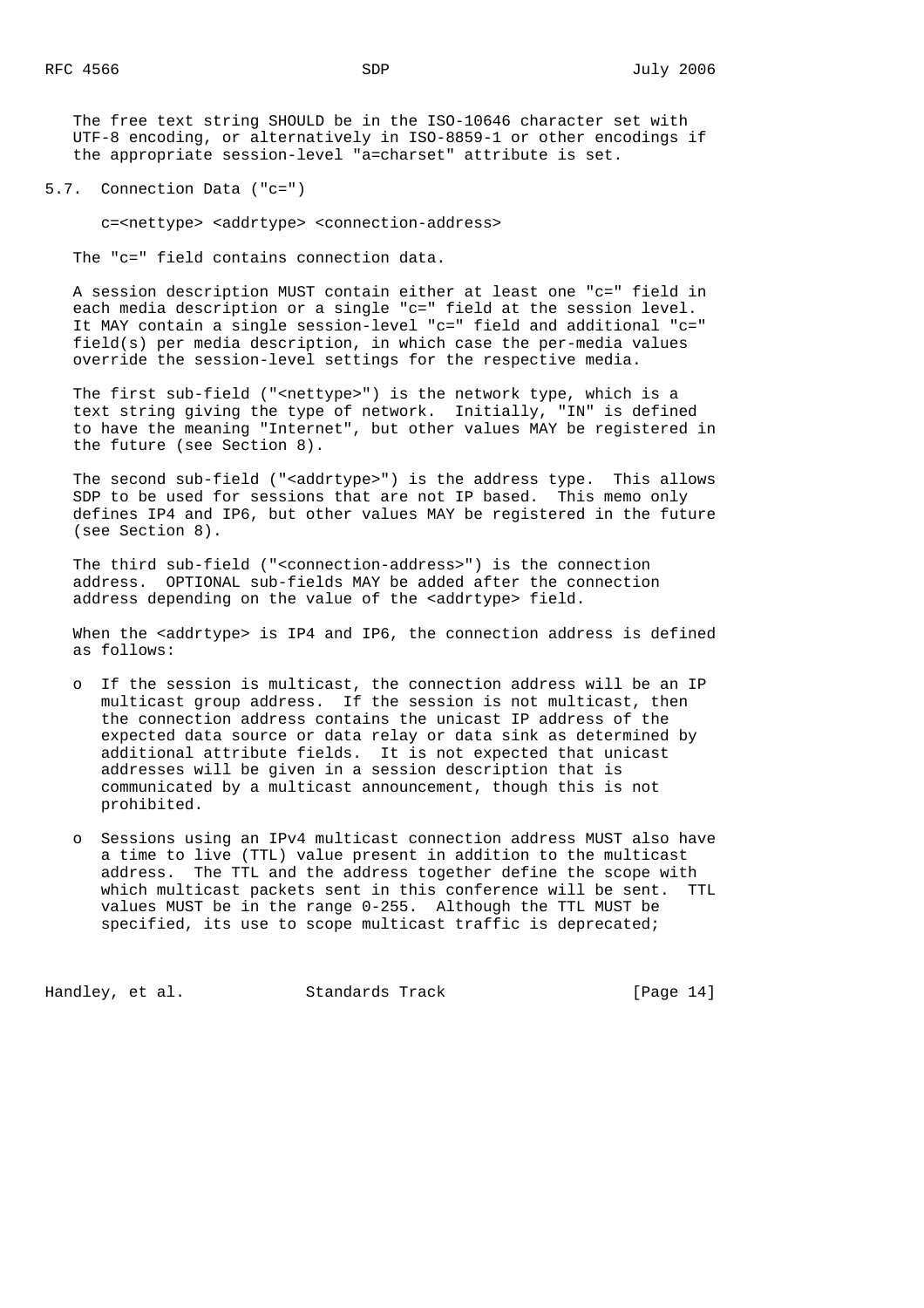The free text string SHOULD be in the ISO-10646 character set with UTF-8 encoding, or alternatively in ISO-8859-1 or other encodings if the appropriate session-level "a=charset" attribute is set.

## 5.7. Connection Data ("c=")

```
c=<nettype> <addrtype> <connection-address>
```

The "c=" field contains connection data.

A session description MUST contain either at least one "c=" field in each media description or a single "c=" field at the session level. It MAY contain a single session-level "c=" field and additional "c=" field(s) per media description, in which case the per-media values override the session-level settings for the respective media.

The first sub-field ("<nettype>") is the network type, which is a text string giving the type of network. Initially, "IN" is defined to have the meaning "Internet", but other values MAY be registered in the future (see Section 8).

The second sub-field ("<addrtype>") is the address type. This allows SDP to be used for sessions that are not IP based. This memo only defines IP4 and IP6, but other values MAY be registered in the future (see Section 8).

The third sub-field ("<connection-address>") is the connection address. OPTIONAL sub-fields MAY be added after the connection address depending on the value of the <addrtype> field.

When the <addrtype> is IP4 and IP6, the connection address is defined as follows:

- If the session is multicast, the connection address will be an IP multicast group address. If the session is not multicast, then the connection address contains the unicast IP address of the expected data source or data relay or data sink as determined by additional attribute fields. It is not expected that unicast addresses will be given in a session description that is communicated by a multicast announcement, though this is not prohibited.

- Sessions using an IPv4 multicast connection address MUST also have a time to live (TTL) value present in addition to the multicast address. The TTL and the address together define the scope with which multicast packets sent in this conference will be sent. TTL values MUST be in the range 0-255. Although the TTL MUST be specified, its use to scope multicast traffic is deprecated;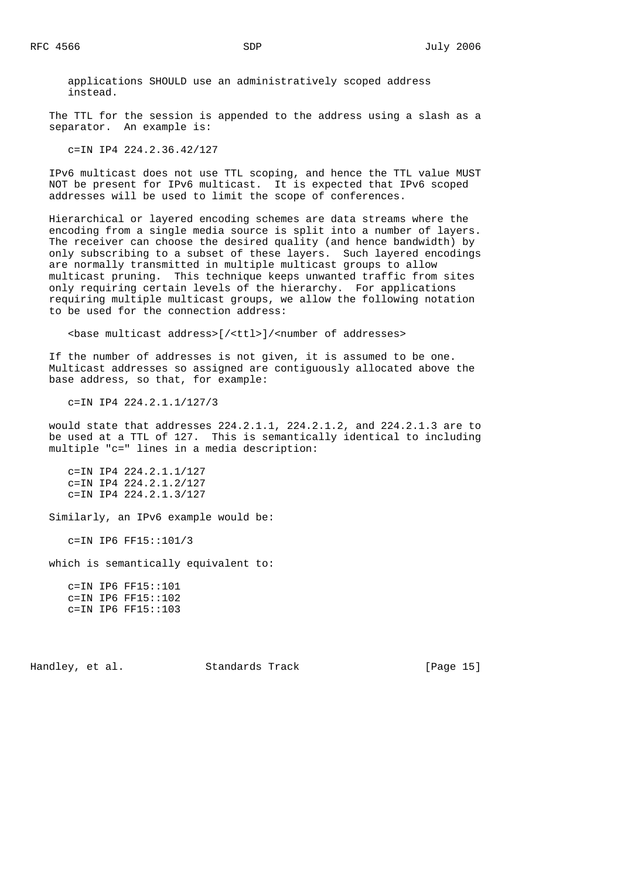applications SHOULD use an administratively scoped address instead.

The TTL for the session is appended to the address using a slash as a separator. An example is:

```
c=IN IP4 224.2.36.42/127
```

IPv6 multicast does not use TTL scoping, and hence the TTL value MUST NOT be present for IPv6 multicast. It is expected that IPv6 scoped addresses will be used to limit the scope of conferences.

Hierarchical or layered encoding schemes are data streams where the encoding from a single media source is split into a number of layers. The receiver can choose the desired quality (and hence bandwidth) by only subscribing to a subset of these layers. Such layered encodings are normally transmitted in multiple multicast groups to allow multicast pruning. This technique keeps unwanted traffic from sites only requiring certain levels of the hierarchy. For applications requiring multiple multicast groups, we allow the following notation to be used for the connection address:

```
<base multicast address>[/<ttl>]/<number of addresses>
```

If the number of addresses is not given, it is assumed to be one. Multicast addresses so assigned are contiguously allocated above the base address, so that, for example:

```
c=IN IP4 224.2.1.1/127/3
```

would state that addresses 224.2.1.1, 224.2.1.2, and 224.2.1.3 are to be used at a TTL of 127. This is semantically identical to including multiple "c=" lines in a media description:

```
c=IN IP4 224.2.1.1/127
c=IN IP4 224.2.1.2/127
c=IN IP4 224.2.1.3/127
```

Similarly, an IPv6 example would be:

```
c=IN IP6 FF15::101/3
```

which is semantically equivalent to:

```
c=IN IP6 FF15::101
c=IN IP6 FF15::102
c=IN IP6 FF15::103
```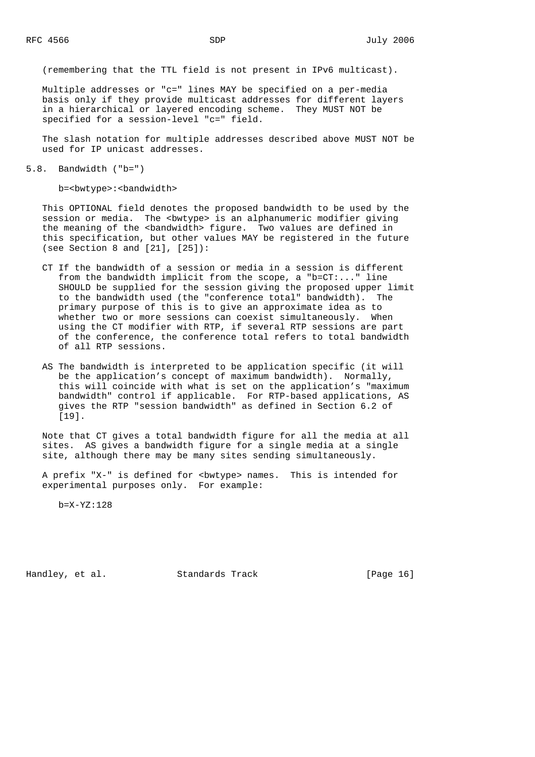(remembering that the TTL field is not present in IPv6 multicast).

Multiple addresses or "c=" lines MAY be specified on a per-media basis only if they provide multicast addresses for different layers in a hierarchical or layered encoding scheme. They MUST NOT be specified for a session-level "c=" field.

The slash notation for multiple addresses described above MUST NOT be used for IP unicast addresses.

## 5.8. Bandwidth ("b=")

```
b=<bwtype>:<bandwidth>
```

This OPTIONAL field denotes the proposed bandwidth to be used by the session or media. The <bwtype> is an alphanumeric modifier giving the meaning of the <bandwidth> figure. Two values are defined in this specification, but other values MAY be registered in the future (see Section 8 and [21], [25]):

CT If the bandwidth of a session or media in a session is different from the bandwidth implicit from the scope, a "b=CT:..." line SHOULD be supplied for the session giving the proposed upper limit to the bandwidth used (the "conference total" bandwidth). The primary purpose of this is to give an approximate idea as to whether two or more sessions can coexist simultaneously. When using the CT modifier with RTP, if several RTP sessions are part of the conference, the conference total refers to total bandwidth of all RTP sessions.

AS The bandwidth is interpreted to be application specific (it will be the application's concept of maximum bandwidth). Normally, this will coincide with what is set on the application's "maximum bandwidth" control if applicable. For RTP-based applications, AS gives the RTP "session bandwidth" as defined in Section 6.2 of [19].

Note that CT gives a total bandwidth figure for all the media at all sites. AS gives a bandwidth figure for a single media at a single site, although there may be many sites sending simultaneously.

A prefix "X-" is defined for <bwtype> names. This is intended for experimental purposes only. For example:

```
b=X-YZ:128
```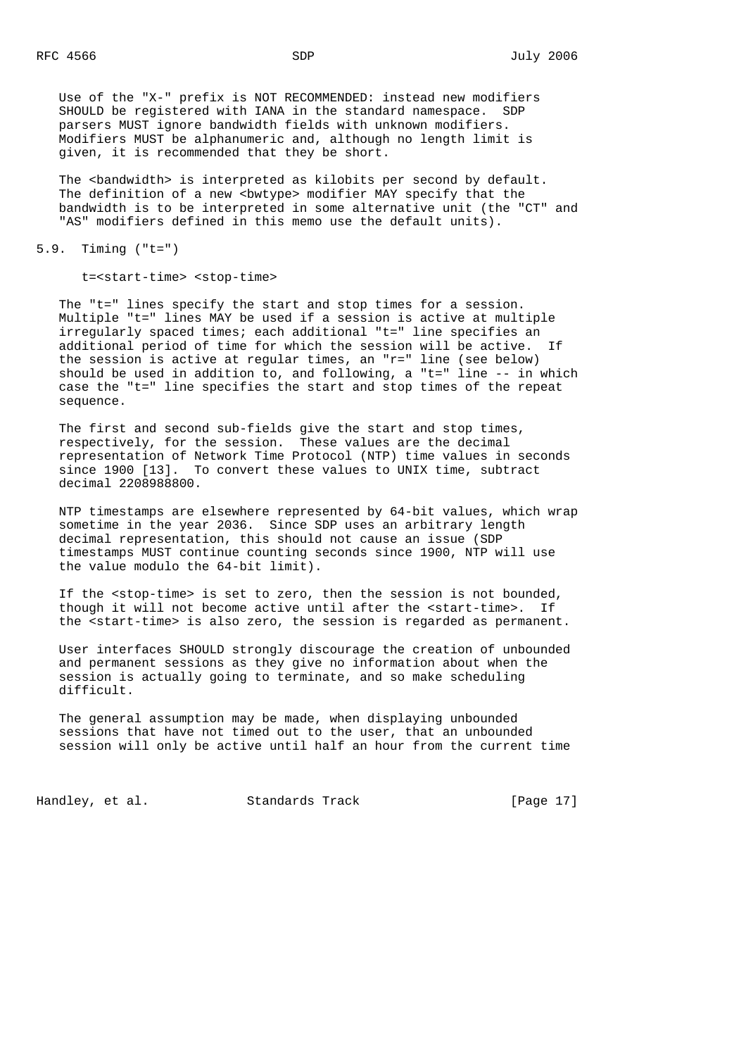Use of the "X-" prefix is NOT RECOMMENDED: instead new modifiers SHOULD be registered with IANA in the standard namespace. SDP parsers MUST ignore bandwidth fields with unknown modifiers. Modifiers MUST be alphanumeric and, although no length limit is given, it is recommended that they be short.

The <bandwidth> is interpreted as kilobits per second by default. The definition of a new <bwtype> modifier MAY specify that the bandwidth is to be interpreted in some alternative unit (the "CT" and "AS" modifiers defined in this memo use the default units).

## 5.9. Timing ("t=")

```
t=<start-time> <stop-time>
```

The "t=" lines specify the start and stop times for a session. Multiple "t=" lines MAY be used if a session is active at multiple irregularly spaced times; each additional "t=" line specifies an additional period of time for which the session will be active. If the session is active at regular times, an "r=" line (see below) should be used in addition to, and following, a "t=" line -- in which case the "t=" line specifies the start and stop times of the repeat sequence.

The first and second sub-fields give the start and stop times, respectively, for the session. These values are the decimal representation of Network Time Protocol (NTP) time values in seconds since 1900 [13]. To convert these values to UNIX time, subtract decimal 2208988800.

NTP timestamps are elsewhere represented by 64-bit values, which wrap sometime in the year 2036. Since SDP uses an arbitrary length decimal representation, this should not cause an issue (SDP timestamps MUST continue counting seconds since 1900, NTP will use the value modulo the 64-bit limit).

If the <stop-time> is set to zero, then the session is not bounded, though it will not become active until after the <start-time>. If the <start-time> is also zero, the session is regarded as permanent.

User interfaces SHOULD strongly discourage the creation of unbounded and permanent sessions as they give no information about when the session is actually going to terminate, and so make scheduling difficult.

The general assumption may be made, when displaying unbounded sessions that have not timed out to the user, that an unbounded session will only be active until half an hour from the current time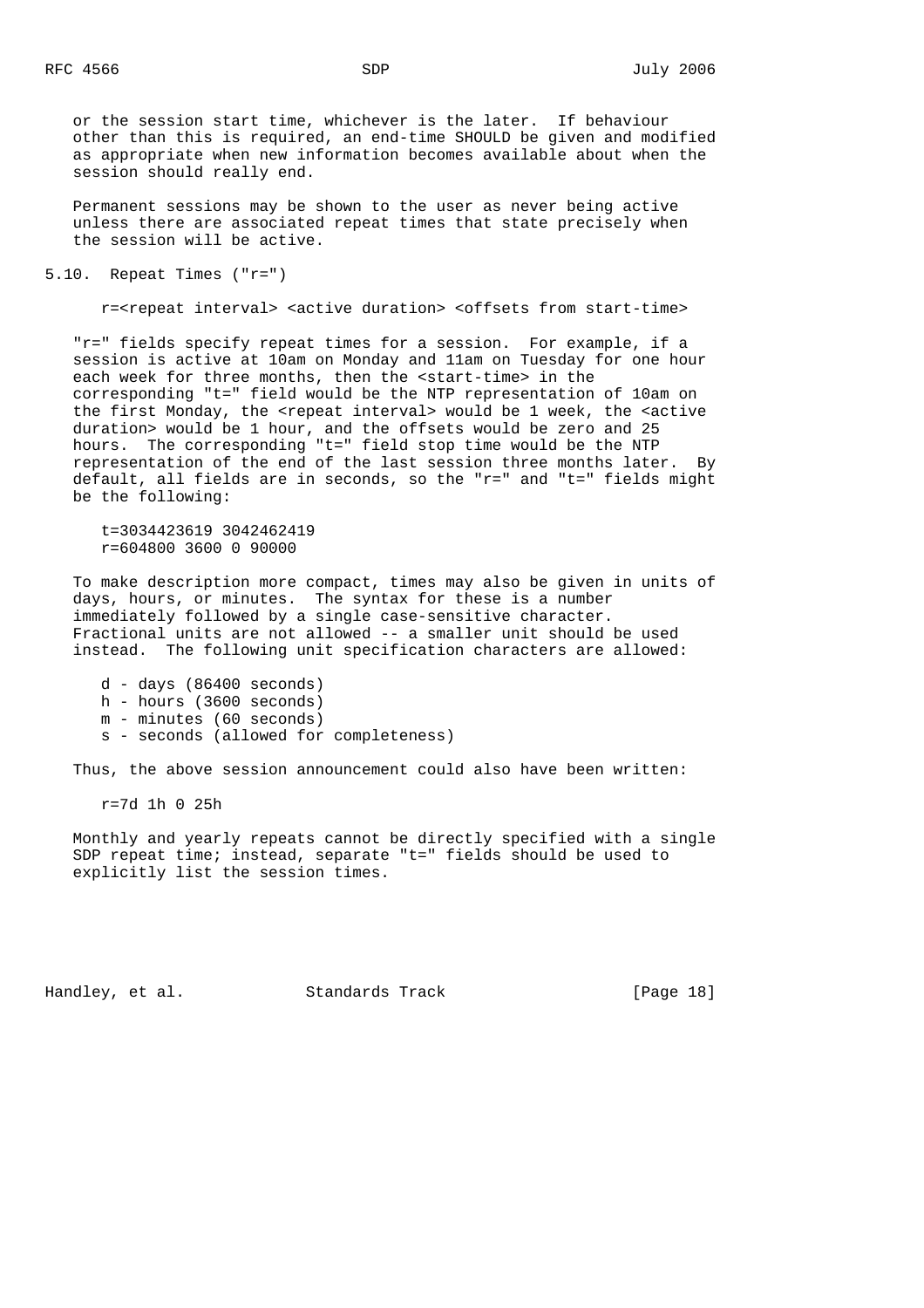or the session start time, whichever is the later. If behaviour other than this is required, an end-time SHOULD be given and modified as appropriate when new information becomes available about when the session should really end.

Permanent sessions may be shown to the user as never being active unless there are associated repeat times that state precisely when the session will be active.

## 5.10. Repeat Times ("r=")

```
r=<repeat interval> <active duration> <offsets from start-time>
```

"r=" fields specify repeat times for a session. For example, if a session is active at 10am on Monday and 11am on Tuesday for one hour each week for three months, then the <start-time> in the corresponding "t=" field would be the NTP representation of 10am on the first Monday, the <repeat interval> would be 1 week, the <active duration> would be 1 hour, and the offsets would be zero and 25 hours. The corresponding "t=" field stop time would be the NTP representation of the end of the last session three months later. By default, all fields are in seconds, so the "r=" and "t=" fields might be the following:

```
t=3034423619 3042462419
r=604800 3600 0 90000
```

To make description more compact, times may also be given in units of days, hours, or minutes. The syntax for these is a number immediately followed by a single case-sensitive character. Fractional units are not allowed -- a smaller unit should be used instead. The following unit specification characters are allowed:

```
d - days (86400 seconds)
h - hours (3600 seconds)
m - minutes (60 seconds)
s - seconds (allowed for completeness)
```

Thus, the above session announcement could also have been written:

```
r=7d 1h 0 25h
```

Monthly and yearly repeats cannot be directly specified with a single SDP repeat time; instead, separate "t=" fields should be used to explicitly list the session times.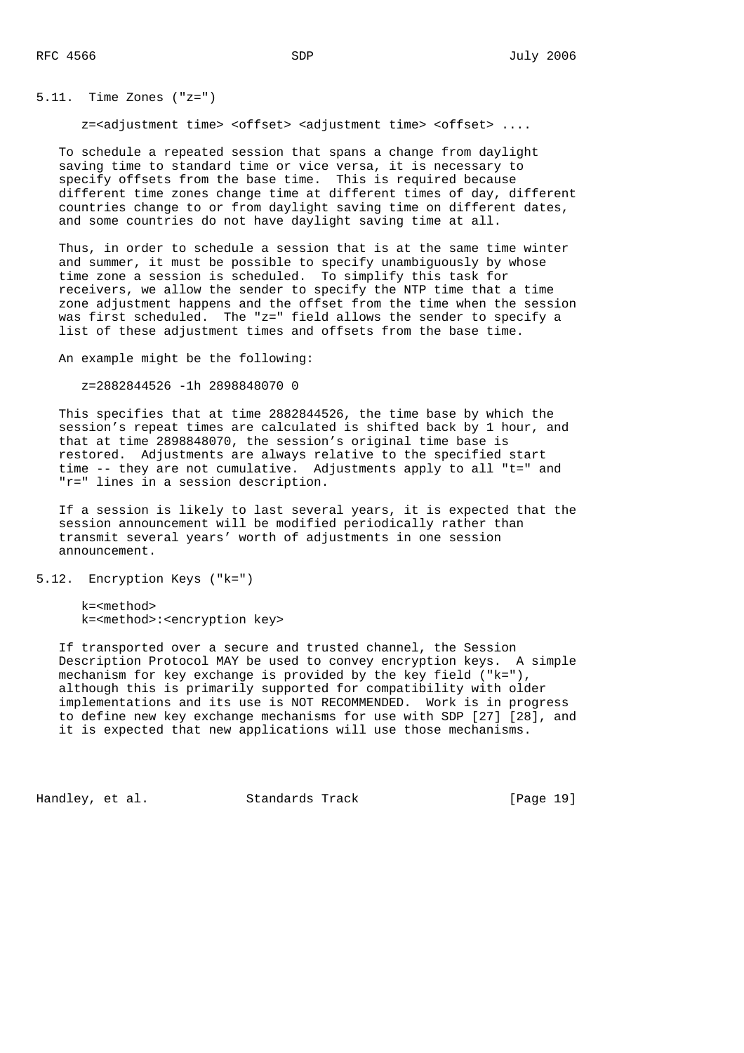### 5.11. Time Zones ("z=")

```
z=<adjustment time> <offset> <adjustment time> <offset> ....
```

To schedule a repeated session that spans a change from daylight saving time to standard time or vice versa, it is necessary to specify offsets from the base time. This is required because different time zones change time at different times of day, different countries change to or from daylight saving time on different dates, and some countries do not have daylight saving time at all.

Thus, in order to schedule a session that is at the same time winter and summer, it must be possible to specify unambiguously by whose time zone a session is scheduled. To simplify this task for receivers, we allow the sender to specify the NTP time that a time zone adjustment happens and the offset from the time when the session was first scheduled. The "z=" field allows the sender to specify a list of these adjustment times and offsets from the base time.

An example might be the following:

```
z=2882844526 -1h 2898848070 0
```

This specifies that at time 2882844526, the time base by which the session's repeat times are calculated is shifted back by 1 hour, and that at time 2898848070, the session's original time base is restored. Adjustments are always relative to the specified start time -- they are not cumulative. Adjustments apply to all "t=" and "r=" lines in a session description.

If a session is likely to last several years, it is expected that the session announcement will be modified periodically rather than transmit several years' worth of adjustments in one session announcement.

### 5.12. Encryption Keys ("k=")

```
k=<method>
k=<method>:<encryption key>
```

If transported over a secure and trusted channel, the Session Description Protocol MAY be used to convey encryption keys. A simple mechanism for key exchange is provided by the key field ("k="), although this is primarily supported for compatibility with older implementations and its use is NOT RECOMMENDED. Work is in progress to define new key exchange mechanisms for use with SDP [27] [28], and it is expected that new applications will use those mechanisms.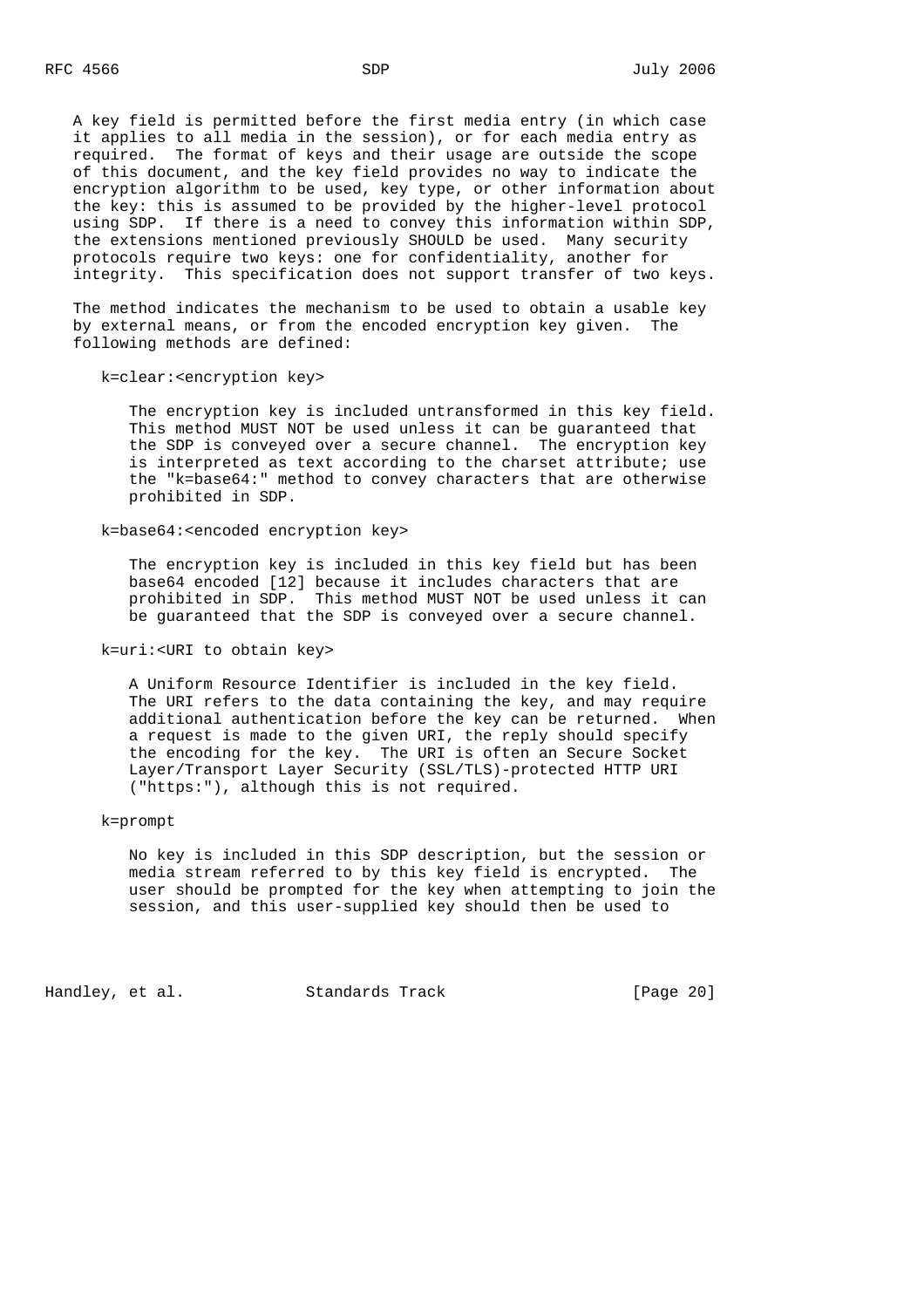A key field is permitted before the first media entry (in which case it applies to all media in the session), or for each media entry as required. The format of keys and their usage are outside the scope of this document, and the key field provides no way to indicate the encryption algorithm to be used, key type, or other information about the key: this is assumed to be provided by the higher-level protocol using SDP. If there is a need to convey this information within SDP, the extensions mentioned previously SHOULD be used. Many security protocols require two keys: one for confidentiality, another for integrity. This specification does not support transfer of two keys.

The method indicates the mechanism to be used to obtain a usable key by external means, or from the encoded encryption key given. The following methods are defined:

k=clear:<encryption key>

> The encryption key is included untransformed in this key field. This method MUST NOT be used unless it can be guaranteed that the SDP is conveyed over a secure channel. The encryption key is interpreted as text according to the charset attribute; use the "k=base64:" method to convey characters that are otherwise prohibited in SDP.

k=base64:<encoded encryption key>

> The encryption key is included in this key field but has been base64 encoded [12] because it includes characters that are prohibited in SDP. This method MUST NOT be used unless it can be guaranteed that the SDP is conveyed over a secure channel.

k=uri:<URI to obtain key>

> A Uniform Resource Identifier is included in the key field. The URI refers to the data containing the key, and may require additional authentication before the key can be returned. When a request is made to the given URI, the reply should specify the encoding for the key. The URI is often an Secure Socket Layer/Transport Layer Security (SSL/TLS)-protected HTTP URI ("https:"), although this is not required.

k=prompt

> No key is included in this SDP description, but the session or media stream referred to by this key field is encrypted. The user should be prompted for the key when attempting to join the session, and this user-supplied key should then be used to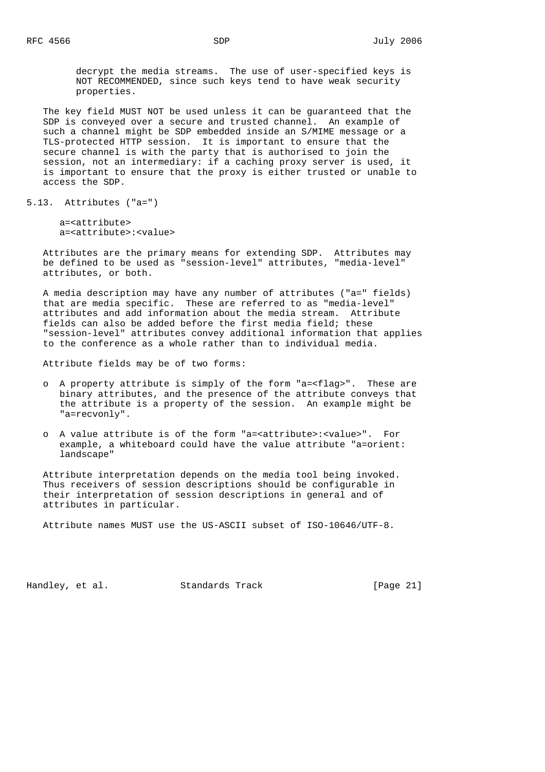decrypt the media streams. The use of user-specified keys is NOT RECOMMENDED, since such keys tend to have weak security properties.

The key field MUST NOT be used unless it can be guaranteed that the SDP is conveyed over a secure and trusted channel. An example of such a channel might be SDP embedded inside an S/MIME message or a TLS-protected HTTP session. It is important to ensure that the secure channel is with the party that is authorised to join the session, not an intermediary: if a caching proxy server is used, it is important to ensure that the proxy is either trusted or unable to access the SDP.

## 5.13. Attributes ("a=")

```
a=<attribute>
a=<attribute>:<value>
```

Attributes are the primary means for extending SDP. Attributes may be defined to be used as "session-level" attributes, "media-level" attributes, or both.

A media description may have any number of attributes ("a=" fields) that are media specific. These are referred to as "media-level" attributes and add information about the media stream. Attribute fields can also be added before the first media field; these "session-level" attributes convey additional information that applies to the conference as a whole rather than to individual media.

Attribute fields may be of two forms:

- A property attribute is simply of the form "a=<flag>". These are binary attributes, and the presence of the attribute conveys that the attribute is a property of the session. An example might be "a=recvonly".

- A value attribute is of the form "a=<attribute>:<value>". For example, a whiteboard could have the value attribute "a=orient: landscape"

Attribute interpretation depends on the media tool being invoked. Thus receivers of session descriptions should be configurable in their interpretation of session descriptions in general and of attributes in particular.

Attribute names MUST use the US-ASCII subset of ISO-10646/UTF-8.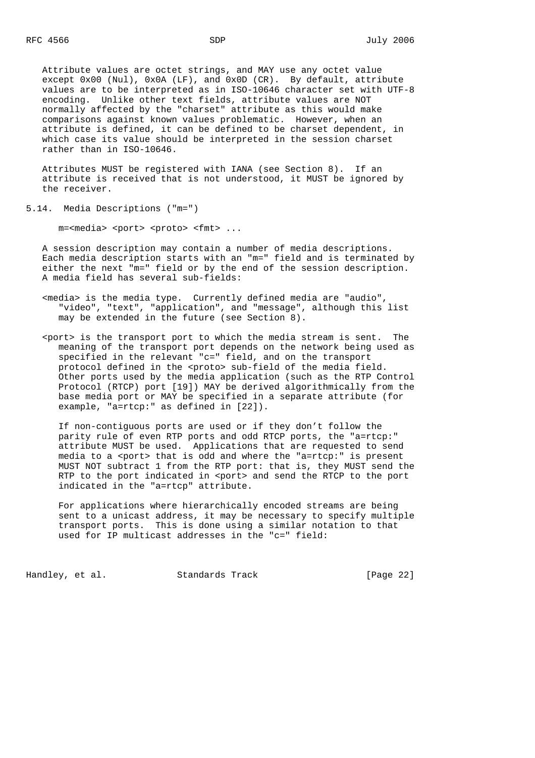Attribute values are octet strings, and MAY use any octet value except 0x00 (Nul), 0x0A (LF), and 0x0D (CR). By default, attribute values are to be interpreted as in ISO-10646 character set with UTF-8 encoding. Unlike other text fields, attribute values are NOT normally affected by the "charset" attribute as this would make comparisons against known values problematic. However, when an attribute is defined, it can be defined to be charset dependent, in which case its value should be interpreted in the session charset rather than in ISO-10646.

Attributes MUST be registered with IANA (see Section 8). If an attribute is received that is not understood, it MUST be ignored by the receiver.

## 5.14. Media Descriptions ("m=")

```
m=<media> <port> <proto> <fmt> ...
```

A session description may contain a number of media descriptions. Each media description starts with an "m=" field and is terminated by either the next "m=" field or by the end of the session description. A media field has several sub-fields:

<media> is the media type. Currently defined media are "audio", "video", "text", "application", and "message", although this list may be extended in the future (see Section 8).

<port> is the transport port to which the media stream is sent. The meaning of the transport port depends on the network being used as specified in the relevant "c=" field, and on the transport protocol defined in the <proto> sub-field of the media field. Other ports used by the media application (such as the RTP Control Protocol (RTCP) port [19]) MAY be derived algorithmically from the base media port or MAY be specified in a separate attribute (for example, "a=rtcp:" as defined in [22]).

If non-contiguous ports are used or if they don't follow the parity rule of even RTP ports and odd RTCP ports, the "a=rtcp:" attribute MUST be used. Applications that are requested to send media to a <port> that is odd and where the "a=rtcp:" is present MUST NOT subtract 1 from the RTP port: that is, they MUST send the RTP to the port indicated in <port> and send the RTCP to the port indicated in the "a=rtcp" attribute.

For applications where hierarchically encoded streams are being sent to a unicast address, it may be necessary to specify multiple transport ports. This is done using a similar notation to that used for IP multicast addresses in the "c=" field: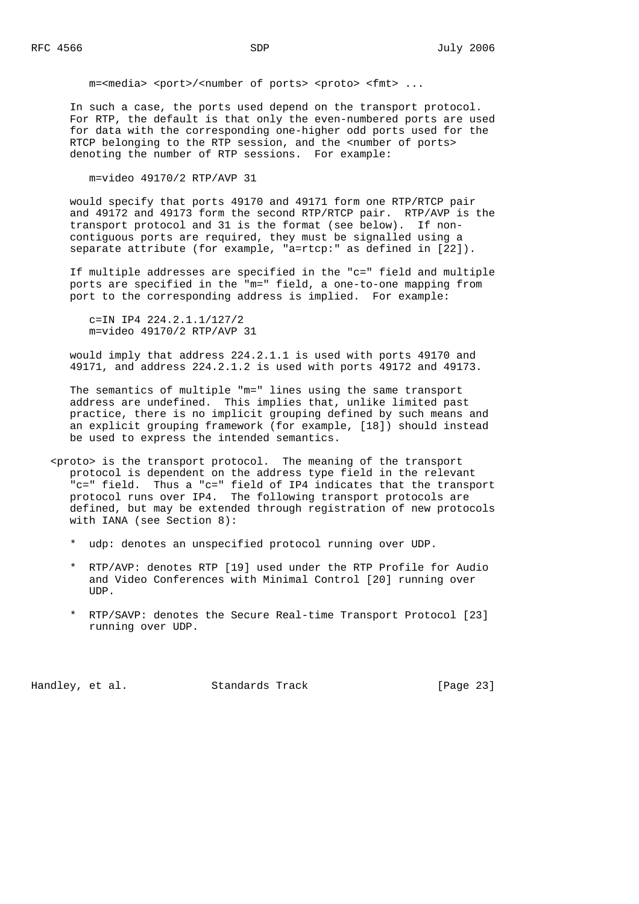```
m=<media> <port>/<number of ports> <proto> <fmt> ...
```

In such a case, the ports used depend on the transport protocol. For RTP, the default is that only the even-numbered ports are used for data with the corresponding one-higher odd ports used for the RTCP belonging to the RTP session, and the <number of ports> denoting the number of RTP sessions. For example:

```
m=video 49170/2 RTP/AVP 31
```

would specify that ports 49170 and 49171 form one RTP/RTCP pair and 49172 and 49173 form the second RTP/RTCP pair. RTP/AVP is the transport protocol and 31 is the format (see below). If non-contiguous ports are required, they must be signalled using a separate attribute (for example, "a=rtcp:" as defined in [22]).

If multiple addresses are specified in the "c=" field and multiple ports are specified in the "m=" field, a one-to-one mapping from port to the corresponding address is implied. For example:

```
c=IN IP4 224.2.1.1/127/2
m=video 49170/2 RTP/AVP 31
```

would imply that address 224.2.1.1 is used with ports 49170 and 49171, and address 224.2.1.2 is used with ports 49172 and 49173.

The semantics of multiple "m=" lines using the same transport address are undefined. This implies that, unlike limited past practice, there is no implicit grouping defined by such means and an explicit grouping framework (for example, [18]) should instead be used to express the intended semantics.

<proto> is the transport protocol. The meaning of the transport protocol is dependent on the address type field in the relevant "c=" field. Thus a "c=" field of IP4 indicates that the transport protocol runs over IP4. The following transport protocols are defined, but may be extended through registration of new protocols with IANA (see Section 8):

* udp: denotes an unspecified protocol running over UDP.

* RTP/AVP: denotes RTP [19] used under the RTP Profile for Audio and Video Conferences with Minimal Control [20] running over UDP.

* RTP/SAVP: denotes the Secure Real-time Transport Protocol [23] running over UDP.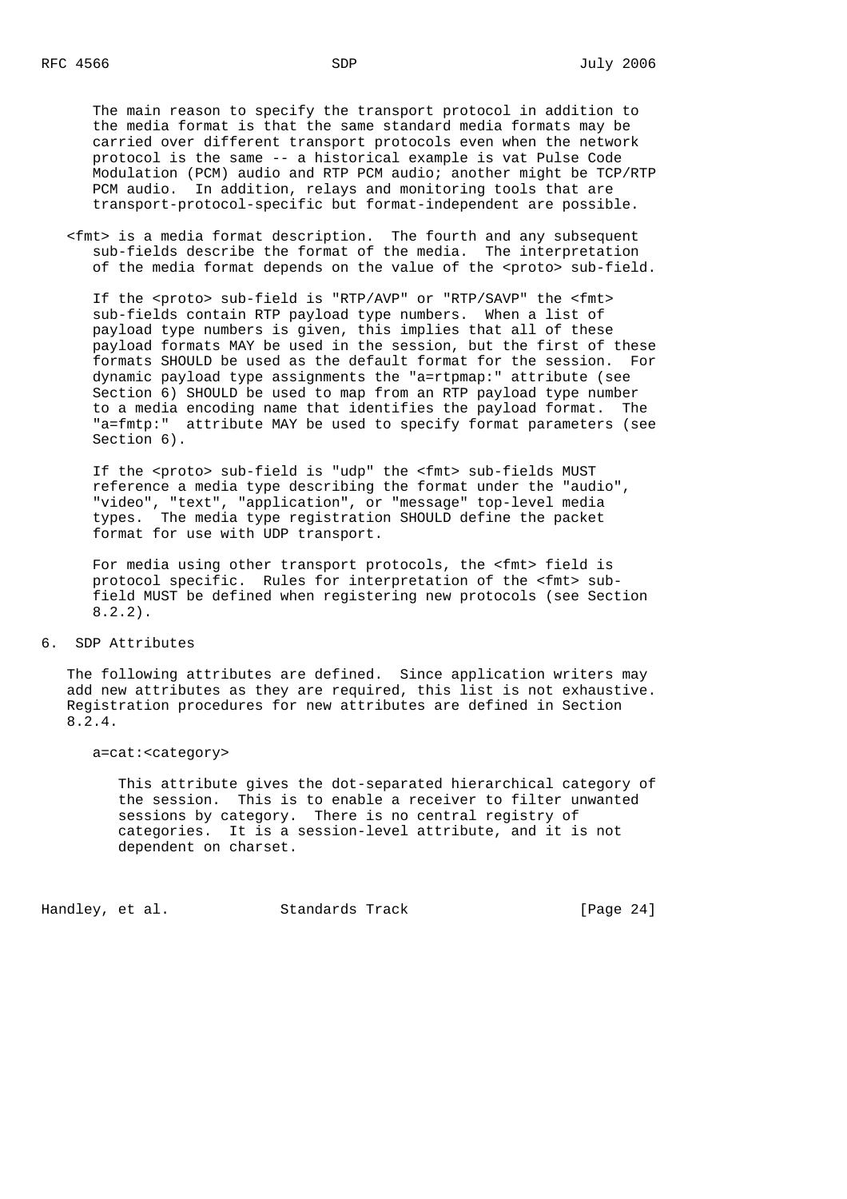The main reason to specify the transport protocol in addition to the media format is that the same standard media formats may be carried over different transport protocols even when the network protocol is the same -- a historical example is vat Pulse Code Modulation (PCM) audio and RTP PCM audio; another might be TCP/RTP PCM audio. In addition, relays and monitoring tools that are transport-protocol-specific but format-independent are possible.

<fmt> is a media format description. The fourth and any subsequent sub-fields describe the format of the media. The interpretation of the media format depends on the value of the <proto> sub-field.

If the <proto> sub-field is "RTP/AVP" or "RTP/SAVP" the <fmt> sub-fields contain RTP payload type numbers. When a list of payload type numbers is given, this implies that all of these payload formats MAY be used in the session, but the first of these formats SHOULD be used as the default format for the session. For dynamic payload type assignments the "a=rtpmap:" attribute (see Section 6) SHOULD be used to map from an RTP payload type number to a media encoding name that identifies the payload format. The "a=fmtp:" attribute MAY be used to specify format parameters (see Section 6).

If the <proto> sub-field is "udp" the <fmt> sub-fields MUST reference a media type describing the format under the "audio", "video", "text", "application", or "message" top-level media types. The media type registration SHOULD define the packet format for use with UDP transport.

For media using other transport protocols, the <fmt> field is protocol specific. Rules for interpretation of the <fmt> sub-field MUST be defined when registering new protocols (see Section 8.2.2).

## 6. SDP Attributes

The following attributes are defined. Since application writers may add new attributes as they are required, this list is not exhaustive. Registration procedures for new attributes are defined in Section 8.2.4.

a=cat:<category>

This attribute gives the dot-separated hierarchical category of the session. This is to enable a receiver to filter unwanted sessions by category. There is no central registry of categories. It is a session-level attribute, and it is not dependent on charset.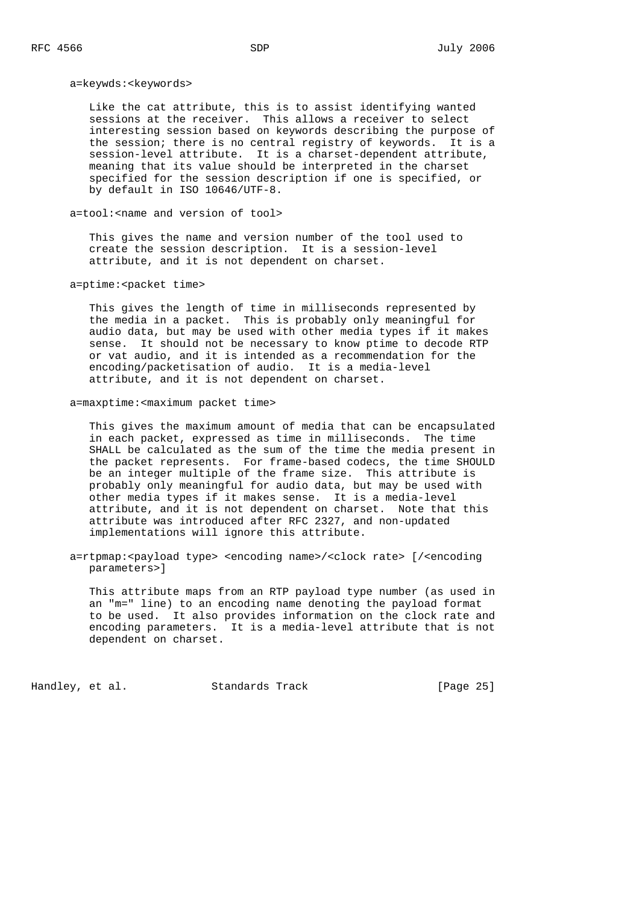a=keywds:<keywords>

Like the cat attribute, this is to assist identifying wanted sessions at the receiver. This allows a receiver to select interesting session based on keywords describing the purpose of the session; there is no central registry of keywords. It is a session-level attribute. It is a charset-dependent attribute, meaning that its value should be interpreted in the charset specified for the session description if one is specified, or by default in ISO 10646/UTF-8.

a=tool:<name and version of tool>

This gives the name and version number of the tool used to create the session description. It is a session-level attribute, and it is not dependent on charset.

a=ptime:<packet time>

This gives the length of time in milliseconds represented by the media in a packet. This is probably only meaningful for audio data, but may be used with other media types if it makes sense. It should not be necessary to know ptime to decode RTP or vat audio, and it is intended as a recommendation for the encoding/packetisation of audio. It is a media-level attribute, and it is not dependent on charset.

a=maxptime:<maximum packet time>

This gives the maximum amount of media that can be encapsulated in each packet, expressed as time in milliseconds. The time SHALL be calculated as the sum of the time the media present in the packet represents. For frame-based codecs, the time SHOULD be an integer multiple of the frame size. This attribute is probably only meaningful for audio data, but may be used with other media types if it makes sense. It is a media-level attribute, and it is not dependent on charset. Note that this attribute was introduced after RFC 2327, and non-updated implementations will ignore this attribute.

a=rtpmap:<payload type> <encoding name>/<clock rate> [/<encoding parameters>]

This attribute maps from an RTP payload type number (as used in an "m=" line) to an encoding name denoting the payload format to be used. It also provides information on the clock rate and encoding parameters. It is a media-level attribute that is not dependent on charset.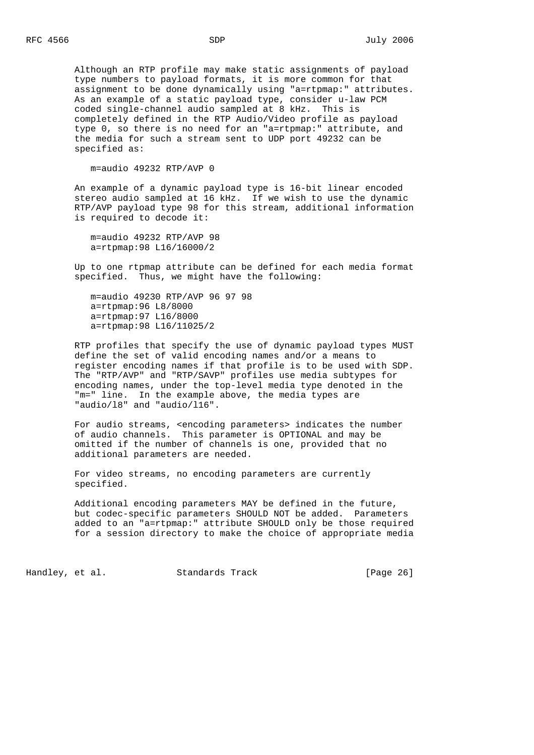Although an RTP profile may make static assignments of payload type numbers to payload formats, it is more common for that assignment to be done dynamically using "a=rtpmap:" attributes. As an example of a static payload type, consider u-law PCM coded single-channel audio sampled at 8 kHz. This is completely defined in the RTP Audio/Video profile as payload type 0, so there is no need for an "a=rtpmap:" attribute, and the media for such a stream sent to UDP port 49232 can be specified as:

```
m=audio 49232 RTP/AVP 0
```

An example of a dynamic payload type is 16-bit linear encoded stereo audio sampled at 16 kHz. If we wish to use the dynamic RTP/AVP payload type 98 for this stream, additional information is required to decode it:

```
m=audio 49232 RTP/AVP 98
a=rtpmap:98 L16/16000/2
```

Up to one rtpmap attribute can be defined for each media format specified. Thus, we might have the following:

```
m=audio 49230 RTP/AVP 96 97 98
a=rtpmap:96 L8/8000
a=rtpmap:97 L16/8000
a=rtpmap:98 L16/11025/2
```

RTP profiles that specify the use of dynamic payload types MUST define the set of valid encoding names and/or a means to register encoding names if that profile is to be used with SDP. The "RTP/AVP" and "RTP/SAVP" profiles use media subtypes for encoding names, under the top-level media type denoted in the "m=" line. In the example above, the media types are "audio/l8" and "audio/l16".

For audio streams, <encoding parameters> indicates the number of audio channels. This parameter is OPTIONAL and may be omitted if the number of channels is one, provided that no additional parameters are needed.

For video streams, no encoding parameters are currently specified.

Additional encoding parameters MAY be defined in the future, but codec-specific parameters SHOULD NOT be added. Parameters added to an "a=rtpmap:" attribute SHOULD only be those required for a session directory to make the choice of appropriate media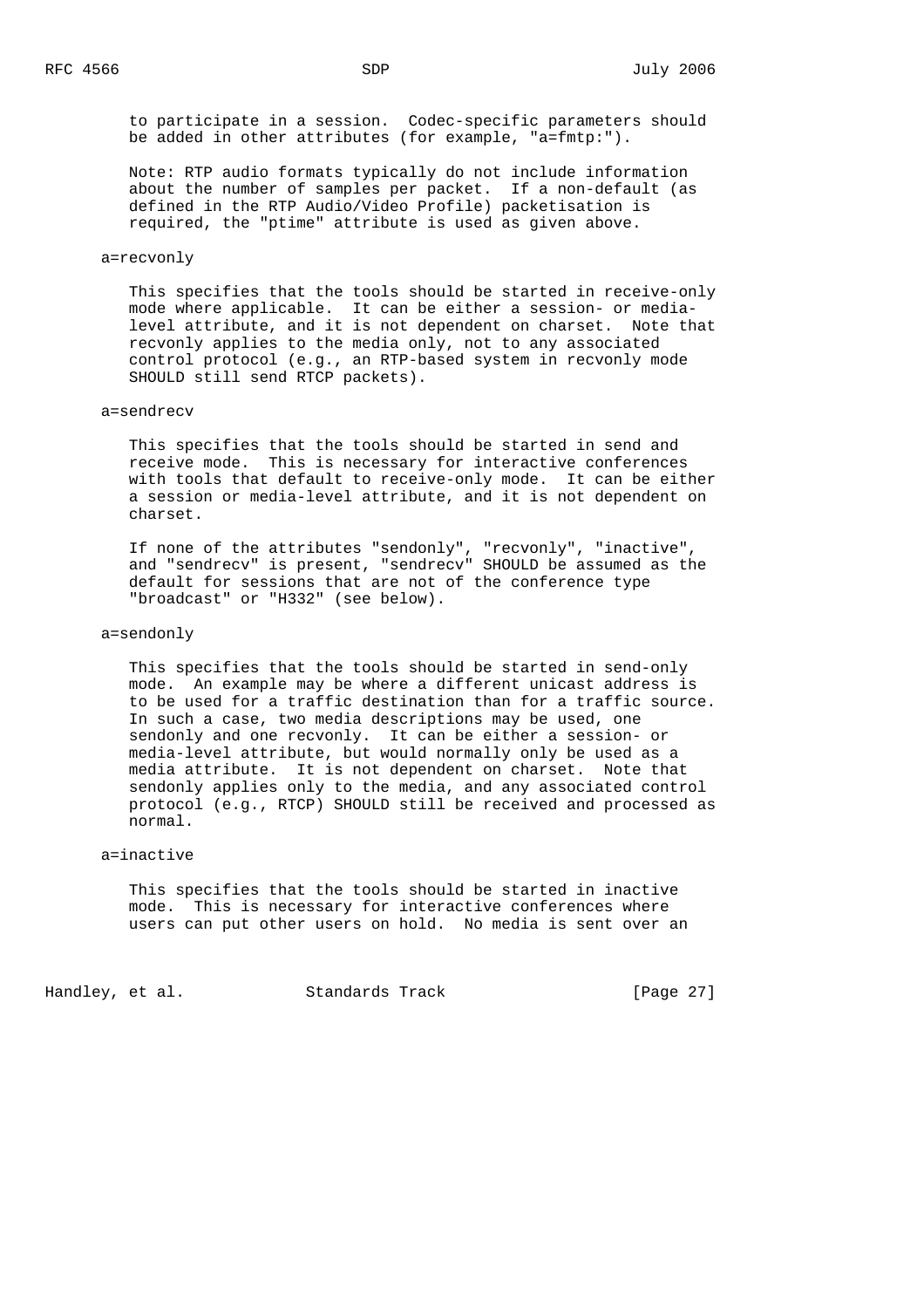to participate in a session. Codec-specific parameters should be added in other attributes (for example, "a=fmtp:").

Note: RTP audio formats typically do not include information about the number of samples per packet. If a non-default (as defined in the RTP Audio/Video Profile) packetisation is required, the "ptime" attribute is used as given above.

a=recvonly

This specifies that the tools should be started in receive-only mode where applicable. It can be either a session- or media-level attribute, and it is not dependent on charset. Note that recvonly applies to the media only, not to any associated control protocol (e.g., an RTP-based system in recvonly mode SHOULD still send RTCP packets).

a=sendrecv

This specifies that the tools should be started in send and receive mode. This is necessary for interactive conferences with tools that default to receive-only mode. It can be either a session or media-level attribute, and it is not dependent on charset.

If none of the attributes "sendonly", "recvonly", "inactive", and "sendrecv" is present, "sendrecv" SHOULD be assumed as the default for sessions that are not of the conference type "broadcast" or "H332" (see below).

a=sendonly

This specifies that the tools should be started in send-only mode. An example may be where a different unicast address is to be used for a traffic destination than for a traffic source. In such a case, two media descriptions may be used, one sendonly and one recvonly. It can be either a session- or media-level attribute, but would normally only be used as a media attribute. It is not dependent on charset. Note that sendonly applies only to the media, and any associated control protocol (e.g., RTCP) SHOULD still be received and processed as normal.

a=inactive

This specifies that the tools should be started in inactive mode. This is necessary for interactive conferences where users can put other users on hold. No media is sent over an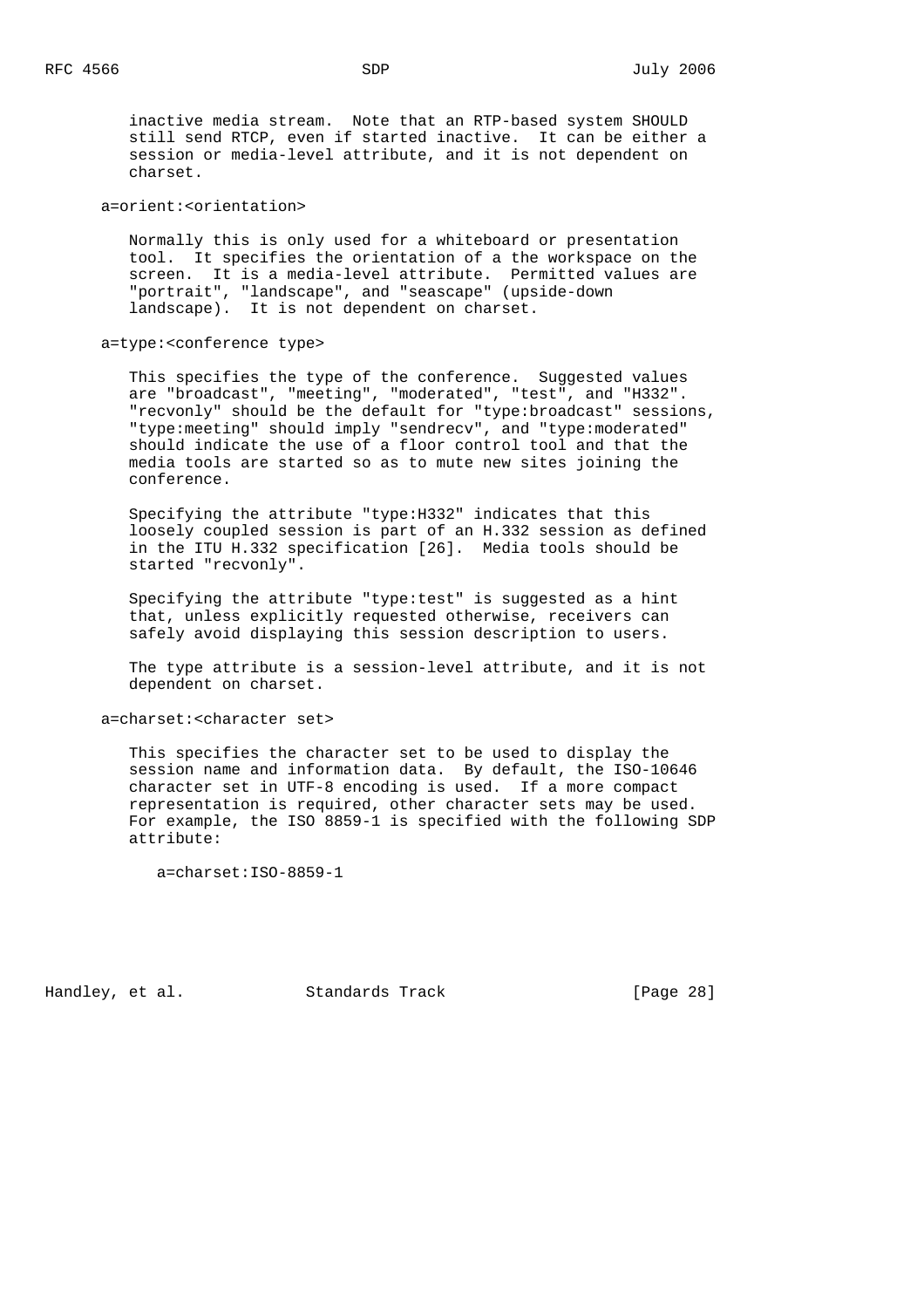inactive media stream. Note that an RTP-based system SHOULD still send RTCP, even if started inactive. It can be either a session or media-level attribute, and it is not dependent on charset.

a=orient:<orientation>

Normally this is only used for a whiteboard or presentation tool. It specifies the orientation of a the workspace on the screen. It is a media-level attribute. Permitted values are "portrait", "landscape", and "seascape" (upside-down landscape). It is not dependent on charset.

a=type:<conference type>

This specifies the type of the conference. Suggested values are "broadcast", "meeting", "moderated", "test", and "H332". "recvonly" should be the default for "type:broadcast" sessions, "type:meeting" should imply "sendrecv", and "type:moderated" should indicate the use of a floor control tool and that the media tools are started so as to mute new sites joining the conference.

Specifying the attribute "type:H332" indicates that this loosely coupled session is part of an H.332 session as defined in the ITU H.332 specification [26]. Media tools should be started "recvonly".

Specifying the attribute "type:test" is suggested as a hint that, unless explicitly requested otherwise, receivers can safely avoid displaying this session description to users.

The type attribute is a session-level attribute, and it is not dependent on charset.

a=charset:<character set>

This specifies the character set to be used to display the session name and information data. By default, the ISO-10646 character set in UTF-8 encoding is used. If a more compact representation is required, other character sets may be used. For example, the ISO 8859-1 is specified with the following SDP attribute:

```
a=charset:ISO-8859-1
```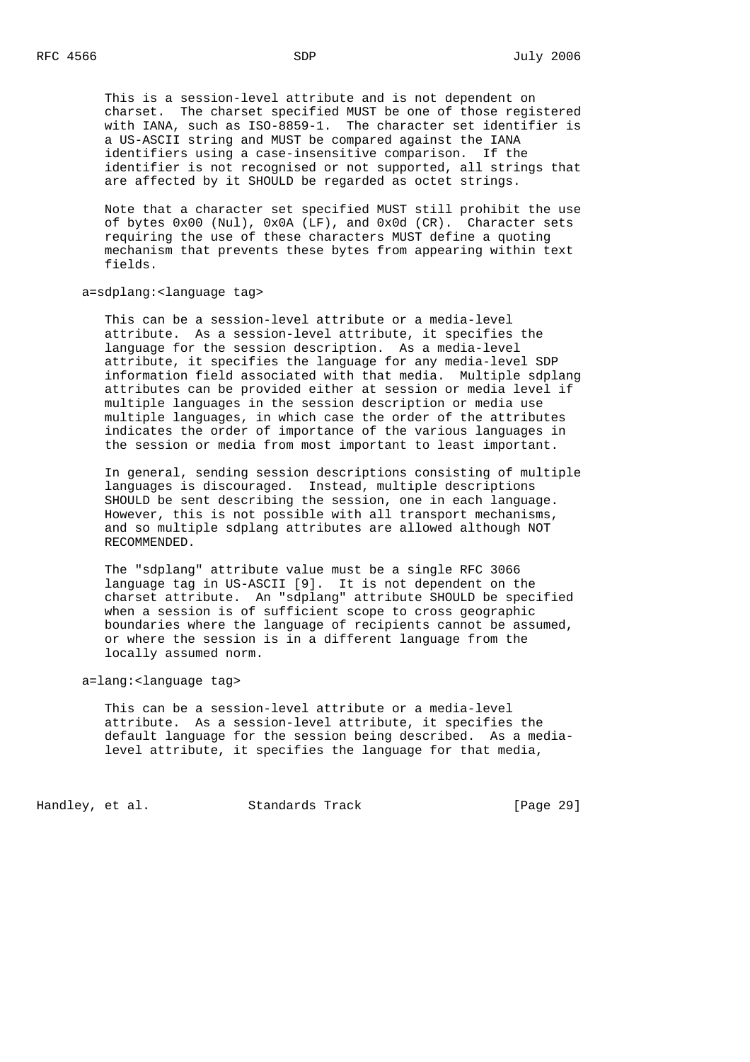This is a session-level attribute and is not dependent on charset. The charset specified MUST be one of those registered with IANA, such as ISO-8859-1. The character set identifier is a US-ASCII string and MUST be compared against the IANA identifiers using a case-insensitive comparison. If the identifier is not recognised or not supported, all strings that are affected by it SHOULD be regarded as octet strings.

Note that a character set specified MUST still prohibit the use of bytes 0x00 (Nul), 0x0A (LF), and 0x0d (CR). Character sets requiring the use of these characters MUST define a quoting mechanism that prevents these bytes from appearing within text fields.

a=sdplang:<language tag>

This can be a session-level attribute or a media-level attribute. As a session-level attribute, it specifies the language for the session description. As a media-level attribute, it specifies the language for any media-level SDP information field associated with that media. Multiple sdplang attributes can be provided either at session or media level if multiple languages in the session description or media use multiple languages, in which case the order of the attributes indicates the order of importance of the various languages in the session or media from most important to least important.

In general, sending session descriptions consisting of multiple languages is discouraged. Instead, multiple descriptions SHOULD be sent describing the session, one in each language. However, this is not possible with all transport mechanisms, and so multiple sdplang attributes are allowed although NOT RECOMMENDED.

The "sdplang" attribute value must be a single RFC 3066 language tag in US-ASCII [9]. It is not dependent on the charset attribute. An "sdplang" attribute SHOULD be specified when a session is of sufficient scope to cross geographic boundaries where the language of recipients cannot be assumed, or where the session is in a different language from the locally assumed norm.

a=lang:<language tag>

This can be a session-level attribute or a media-level attribute. As a session-level attribute, it specifies the default language for the session being described. As a media-level attribute, it specifies the language for that media,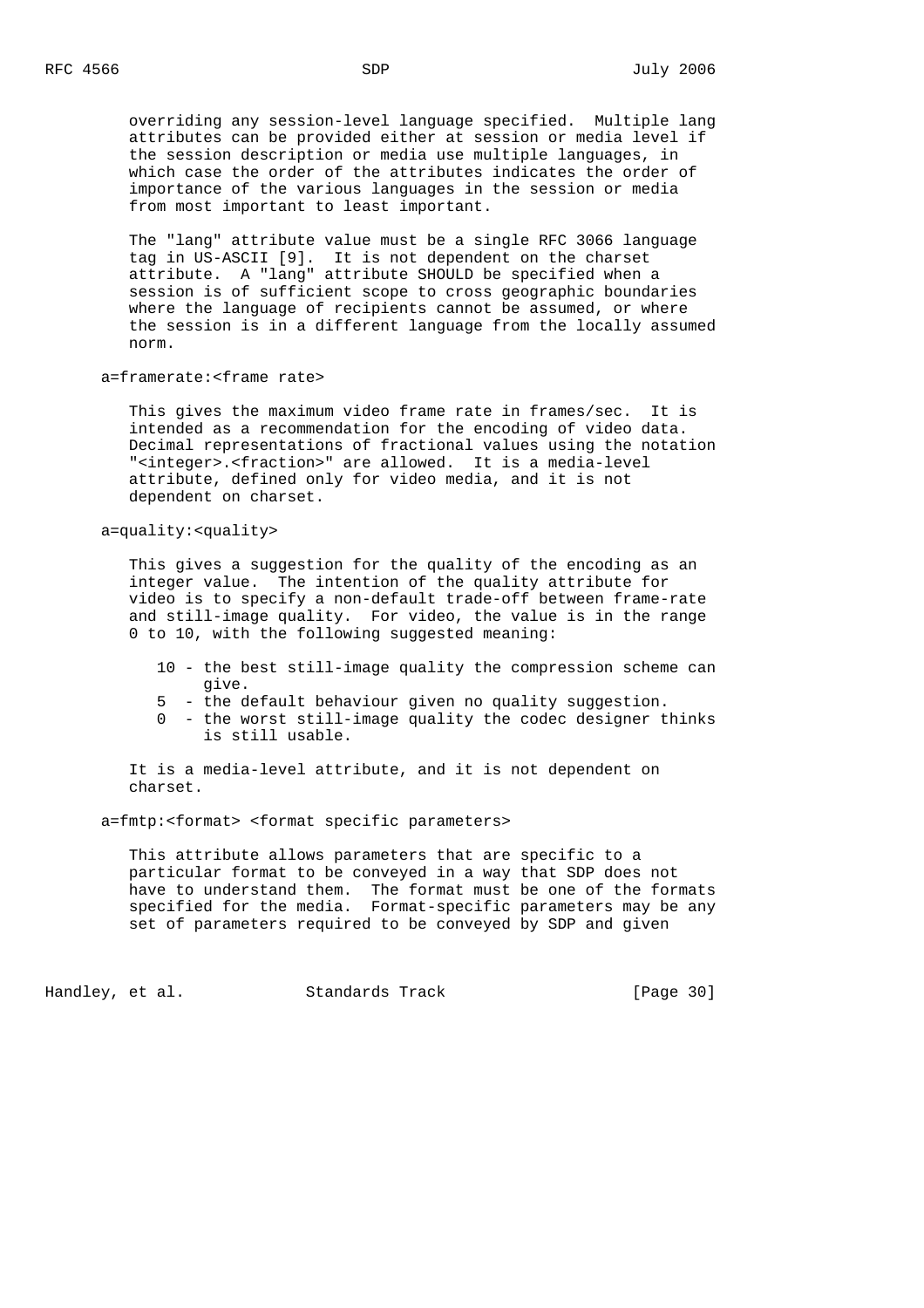overriding any session-level language specified. Multiple lang attributes can be provided either at session or media level if the session description or media use multiple languages, in which case the order of the attributes indicates the order of importance of the various languages in the session or media from most important to least important.

The "lang" attribute value must be a single RFC 3066 language tag in US-ASCII [9]. It is not dependent on the charset attribute. A "lang" attribute SHOULD be specified when a session is of sufficient scope to cross geographic boundaries where the language of recipients cannot be assumed, or where the session is in a different language from the locally assumed norm.

a=framerate:<frame rate>

This gives the maximum video frame rate in frames/sec. It is intended as a recommendation for the encoding of video data. Decimal representations of fractional values using the notation "<integer>.<fraction>" are allowed. It is a media-level attribute, defined only for video media, and it is not dependent on charset.

a=quality:<quality>

This gives a suggestion for the quality of the encoding as an integer value. The intention of the quality attribute for video is to specify a non-default trade-off between frame-rate and still-image quality. For video, the value is in the range 0 to 10, with the following suggested meaning:

- 10 - the best still-image quality the compression scheme can give.
- 5 - the default behaviour given no quality suggestion.
- 0 - the worst still-image quality the codec designer thinks is still usable.

It is a media-level attribute, and it is not dependent on charset.

a=fmtp:<format> <format specific parameters>

This attribute allows parameters that are specific to a particular format to be conveyed in a way that SDP does not have to understand them. The format must be one of the formats specified for the media. Format-specific parameters may be any set of parameters required to be conveyed by SDP and given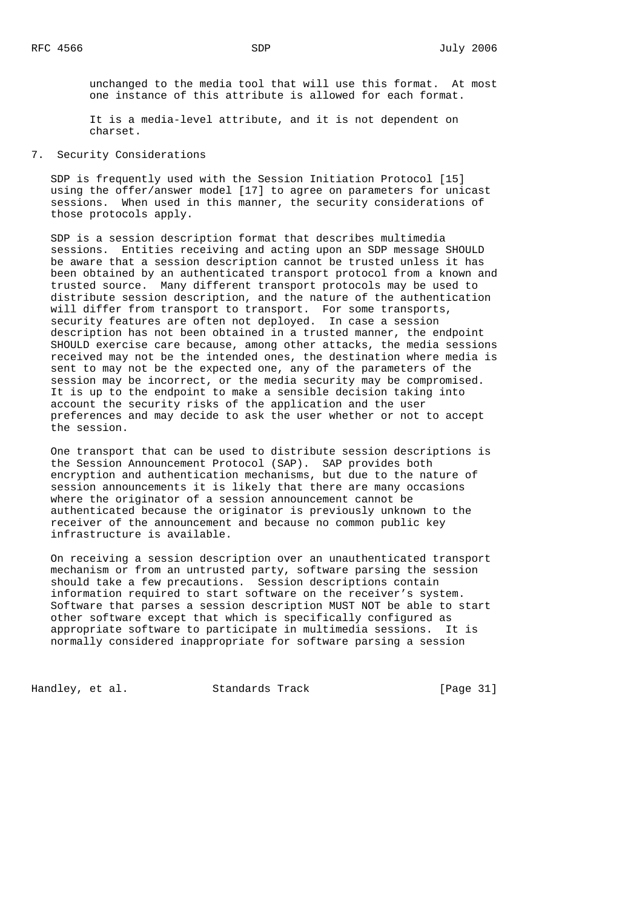unchanged to the media tool that will use this format. At most one instance of this attribute is allowed for each format.

It is a media-level attribute, and it is not dependent on charset.

## 7. Security Considerations

SDP is frequently used with the Session Initiation Protocol [15] using the offer/answer model [17] to agree on parameters for unicast sessions. When used in this manner, the security considerations of those protocols apply.

SDP is a session description format that describes multimedia sessions. Entities receiving and acting upon an SDP message SHOULD be aware that a session description cannot be trusted unless it has been obtained by an authenticated transport protocol from a known and trusted source. Many different transport protocols may be used to distribute session description, and the nature of the authentication will differ from transport to transport. For some transports, security features are often not deployed. In case a session description has not been obtained in a trusted manner, the endpoint SHOULD exercise care because, among other attacks, the media sessions received may not be the intended ones, the destination where media is sent to may not be the expected one, any of the parameters of the session may be incorrect, or the media security may be compromised. It is up to the endpoint to make a sensible decision taking into account the security risks of the application and the user preferences and may decide to ask the user whether or not to accept the session.

One transport that can be used to distribute session descriptions is the Session Announcement Protocol (SAP). SAP provides both encryption and authentication mechanisms, but due to the nature of session announcements it is likely that there are many occasions where the originator of a session announcement cannot be authenticated because the originator is previously unknown to the receiver of the announcement and because no common public key infrastructure is available.

On receiving a session description over an unauthenticated transport mechanism or from an untrusted party, software parsing the session should take a few precautions. Session descriptions contain information required to start software on the receiver's system. Software that parses a session description MUST NOT be able to start other software except that which is specifically configured as appropriate software to participate in multimedia sessions. It is normally considered inappropriate for software parsing a session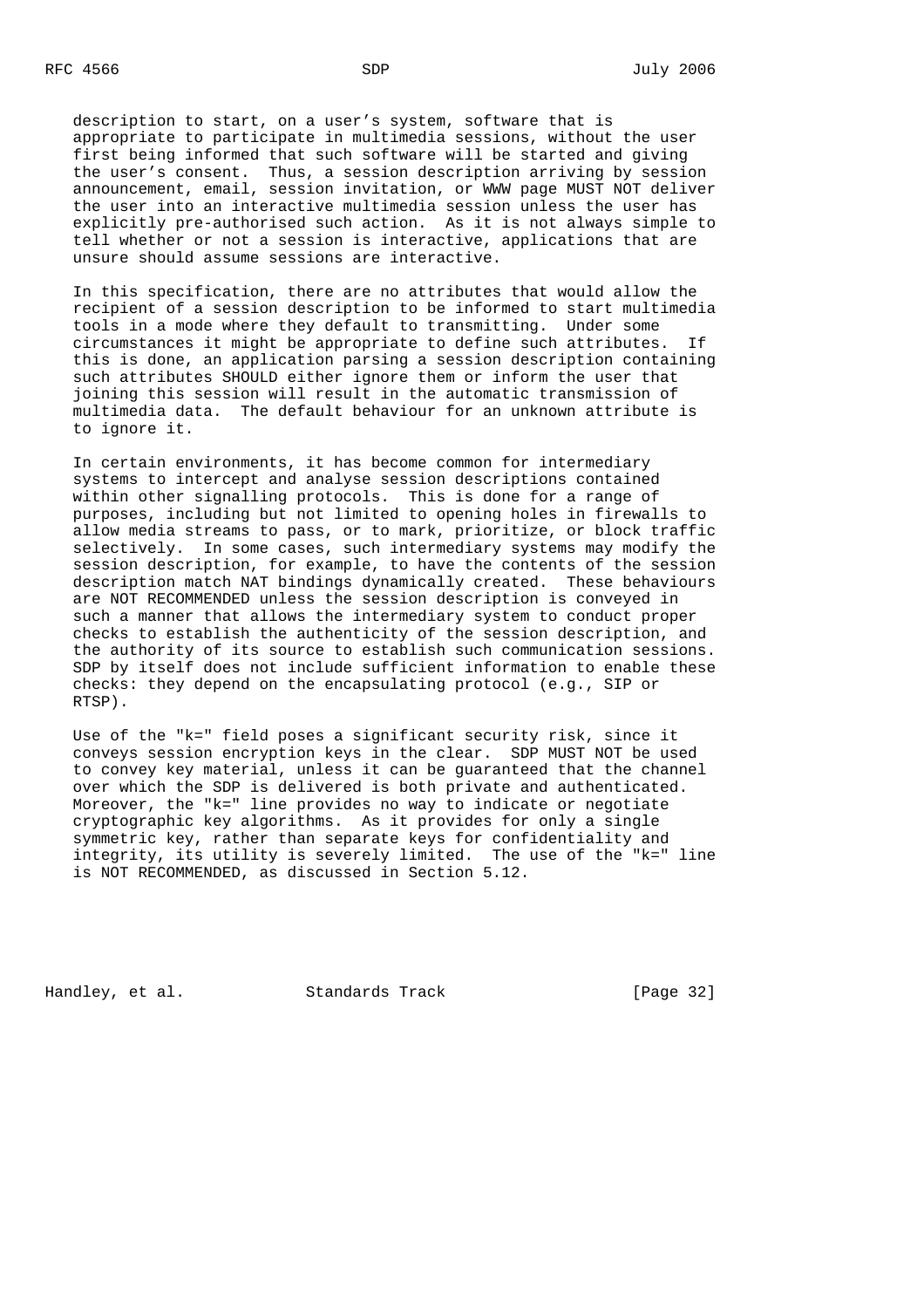description to start, on a user's system, software that is appropriate to participate in multimedia sessions, without the user first being informed that such software will be started and giving the user's consent. Thus, a session description arriving by session announcement, email, session invitation, or WWW page MUST NOT deliver the user into an interactive multimedia session unless the user has explicitly pre-authorised such action. As it is not always simple to tell whether or not a session is interactive, applications that are unsure should assume sessions are interactive.

In this specification, there are no attributes that would allow the recipient of a session description to be informed to start multimedia tools in a mode where they default to transmitting. Under some circumstances it might be appropriate to define such attributes. If this is done, an application parsing a session description containing such attributes SHOULD either ignore them or inform the user that joining this session will result in the automatic transmission of multimedia data. The default behaviour for an unknown attribute is to ignore it.

In certain environments, it has become common for intermediary systems to intercept and analyse session descriptions contained within other signalling protocols. This is done for a range of purposes, including but not limited to opening holes in firewalls to allow media streams to pass, or to mark, prioritize, or block traffic selectively. In some cases, such intermediary systems may modify the session description, for example, to have the contents of the session description match NAT bindings dynamically created. These behaviours are NOT RECOMMENDED unless the session description is conveyed in such a manner that allows the intermediary system to conduct proper checks to establish the authenticity of the session description, and the authority of its source to establish such communication sessions. SDP by itself does not include sufficient information to enable these checks: they depend on the encapsulating protocol (e.g., SIP or RTSP).

Use of the "k=" field poses a significant security risk, since it conveys session encryption keys in the clear. SDP MUST NOT be used to convey key material, unless it can be guaranteed that the channel over which the SDP is delivered is both private and authenticated. Moreover, the "k=" line provides no way to indicate or negotiate cryptographic key algorithms. As it provides for only a single symmetric key, rather than separate keys for confidentiality and integrity, its utility is severely limited. The use of the "k=" line is NOT RECOMMENDED, as discussed in Section 5.12.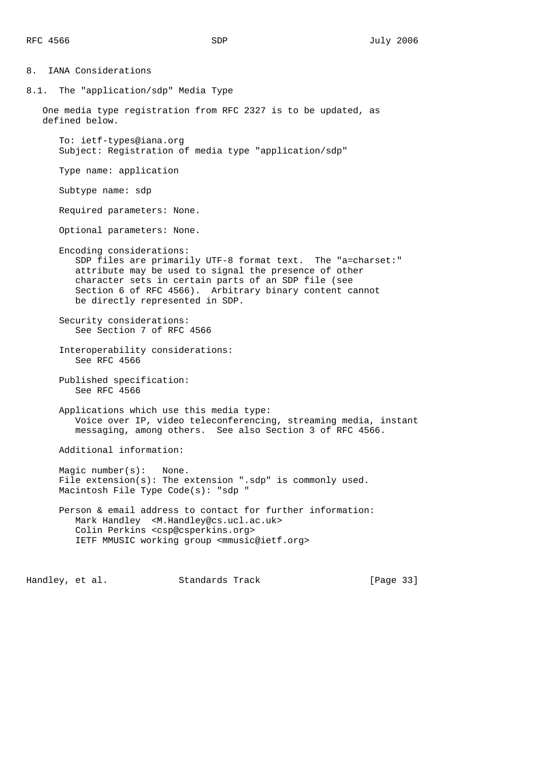## 8. IANA Considerations

### 8.1. The "application/sdp" Media Type

One media type registration from RFC 2327 is to be updated, as defined below.

To: ietf-types@iana.org
Subject: Registration of media type "application/sdp"

Type name: application

Subtype name: sdp

Required parameters: None.

Optional parameters: None.

Encoding considerations:
SDP files are primarily UTF-8 format text. The "a=charset:" attribute may be used to signal the presence of other character sets in certain parts of an SDP file (see Section 6 of RFC 4566). Arbitrary binary content cannot be directly represented in SDP.

Security considerations:
See Section 7 of RFC 4566

Interoperability considerations:
See RFC 4566

Published specification:
See RFC 4566

Applications which use this media type:
Voice over IP, video teleconferencing, streaming media, instant messaging, among others. See also Section 3 of RFC 4566.

Additional information:

Magic number(s): None.
File extension(s): The extension ".sdp" is commonly used.
Macintosh File Type Code(s): "sdp "

Person & email address to contact for further information:
Mark Handley <M.Handley@cs.ucl.ac.uk>
Colin Perkins <csp@csperkins.org>
IETF MMUSIC working group <mmusic@ietf.org>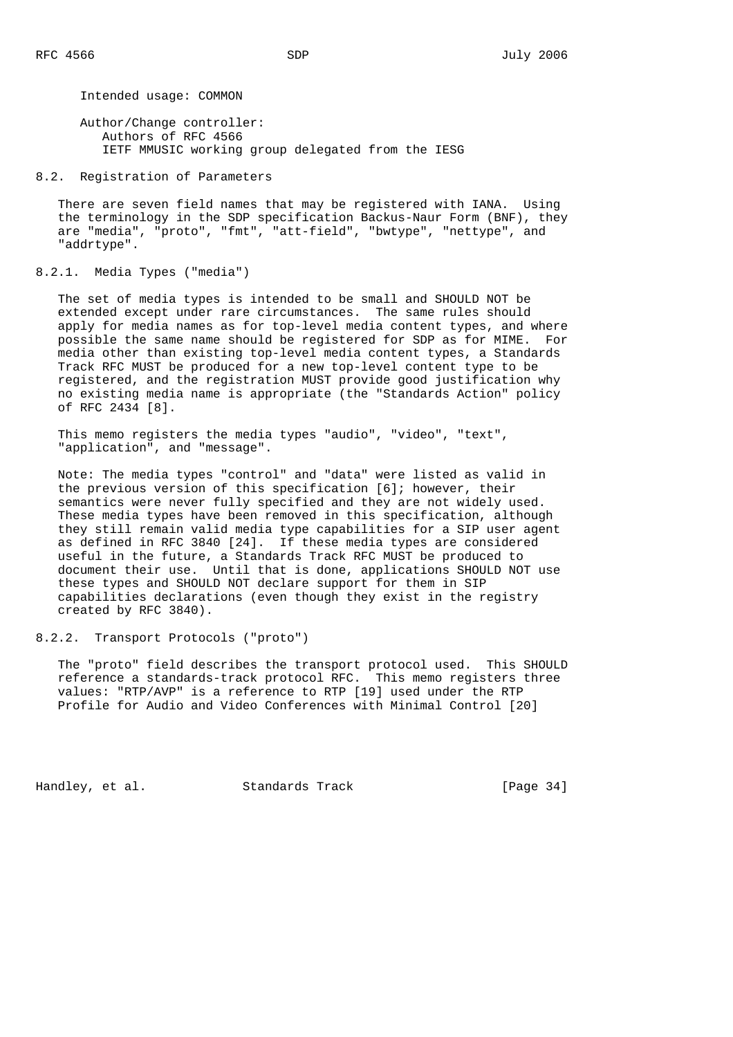Intended usage: COMMON

Author/Change controller:
Authors of RFC 4566
IETF MMUSIC working group delegated from the IESG

### 8.2. Registration of Parameters

There are seven field names that may be registered with IANA. Using the terminology in the SDP specification Backus-Naur Form (BNF), they are "media", "proto", "fmt", "att-field", "bwtype", "nettype", and "addrtype".

#### 8.2.1. Media Types ("media")

The set of media types is intended to be small and SHOULD NOT be extended except under rare circumstances. The same rules should apply for media names as for top-level media content types, and where possible the same name should be registered for SDP as for MIME. For media other than existing top-level media content types, a Standards Track RFC MUST be produced for a new top-level content type to be registered, and the registration MUST provide good justification why no existing media name is appropriate (the "Standards Action" policy of RFC 2434 [8].

This memo registers the media types "audio", "video", "text", "application", and "message".

Note: The media types "control" and "data" were listed as valid in the previous version of this specification [6]; however, their semantics were never fully specified and they are not widely used. These media types have been removed in this specification, although they still remain valid media type capabilities for a SIP user agent as defined in RFC 3840 [24]. If these media types are considered useful in the future, a Standards Track RFC MUST be produced to document their use. Until that is done, applications SHOULD NOT use these types and SHOULD NOT declare support for them in SIP capabilities declarations (even though they exist in the registry created by RFC 3840).

#### 8.2.2. Transport Protocols ("proto")

The "proto" field describes the transport protocol used. This SHOULD reference a standards-track protocol RFC. This memo registers three values: "RTP/AVP" is a reference to RTP [19] used under the RTP Profile for Audio and Video Conferences with Minimal Control [20]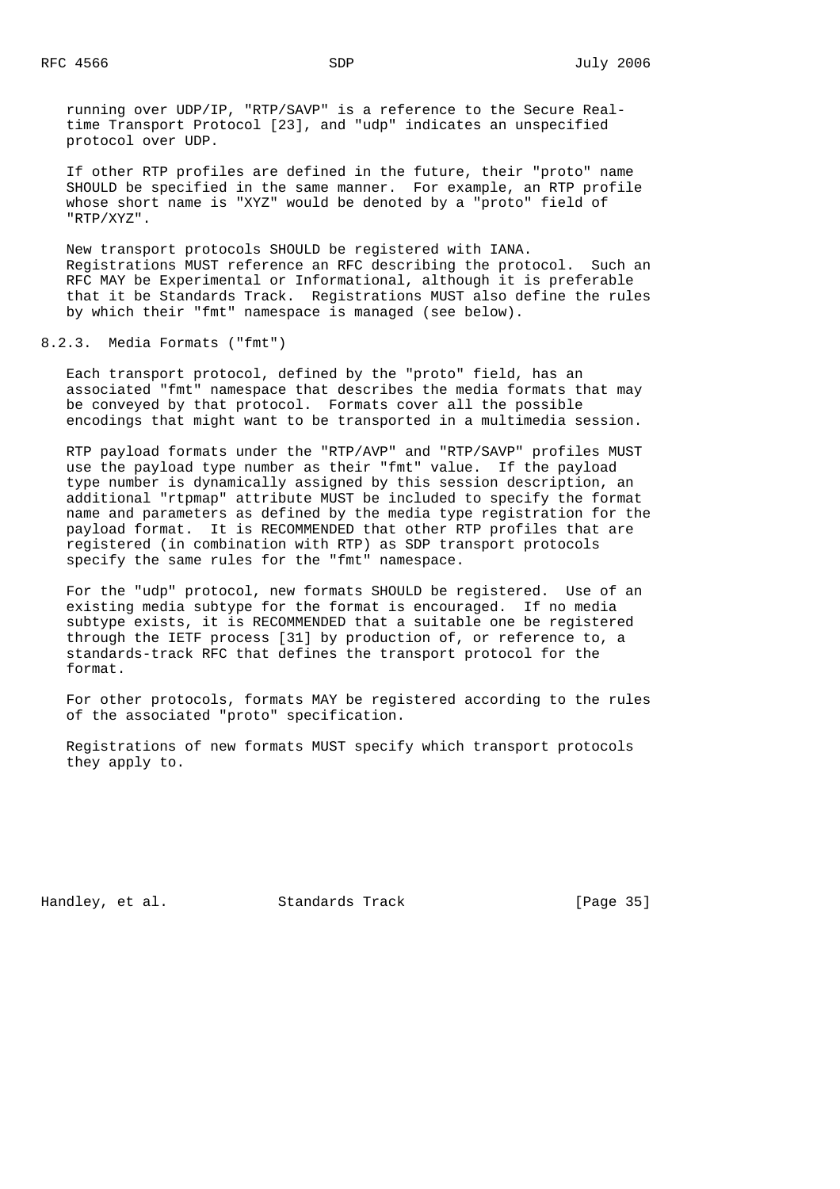running over UDP/IP, "RTP/SAVP" is a reference to the Secure Real-time Transport Protocol [23], and "udp" indicates an unspecified protocol over UDP.

If other RTP profiles are defined in the future, their "proto" name SHOULD be specified in the same manner. For example, an RTP profile whose short name is "XYZ" would be denoted by a "proto" field of "RTP/XYZ".

New transport protocols SHOULD be registered with IANA. Registrations MUST reference an RFC describing the protocol. Such an RFC MAY be Experimental or Informational, although it is preferable that it be Standards Track. Registrations MUST also define the rules by which their "fmt" namespace is managed (see below).

### 8.2.3. Media Formats ("fmt")

Each transport protocol, defined by the "proto" field, has an associated "fmt" namespace that describes the media formats that may be conveyed by that protocol. Formats cover all the possible encodings that might want to be transported in a multimedia session.

RTP payload formats under the "RTP/AVP" and "RTP/SAVP" profiles MUST use the payload type number as their "fmt" value. If the payload type number is dynamically assigned by this session description, an additional "rtpmap" attribute MUST be included to specify the format name and parameters as defined by the media type registration for the payload format. It is RECOMMENDED that other RTP profiles that are registered (in combination with RTP) as SDP transport protocols specify the same rules for the "fmt" namespace.

For the "udp" protocol, new formats SHOULD be registered. Use of an existing media subtype for the format is encouraged. If no media subtype exists, it is RECOMMENDED that a suitable one be registered through the IETF process [31] by production of, or reference to, a standards-track RFC that defines the transport protocol for the format.

For other protocols, formats MAY be registered according to the rules of the associated "proto" specification.

Registrations of new formats MUST specify which transport protocols they apply to.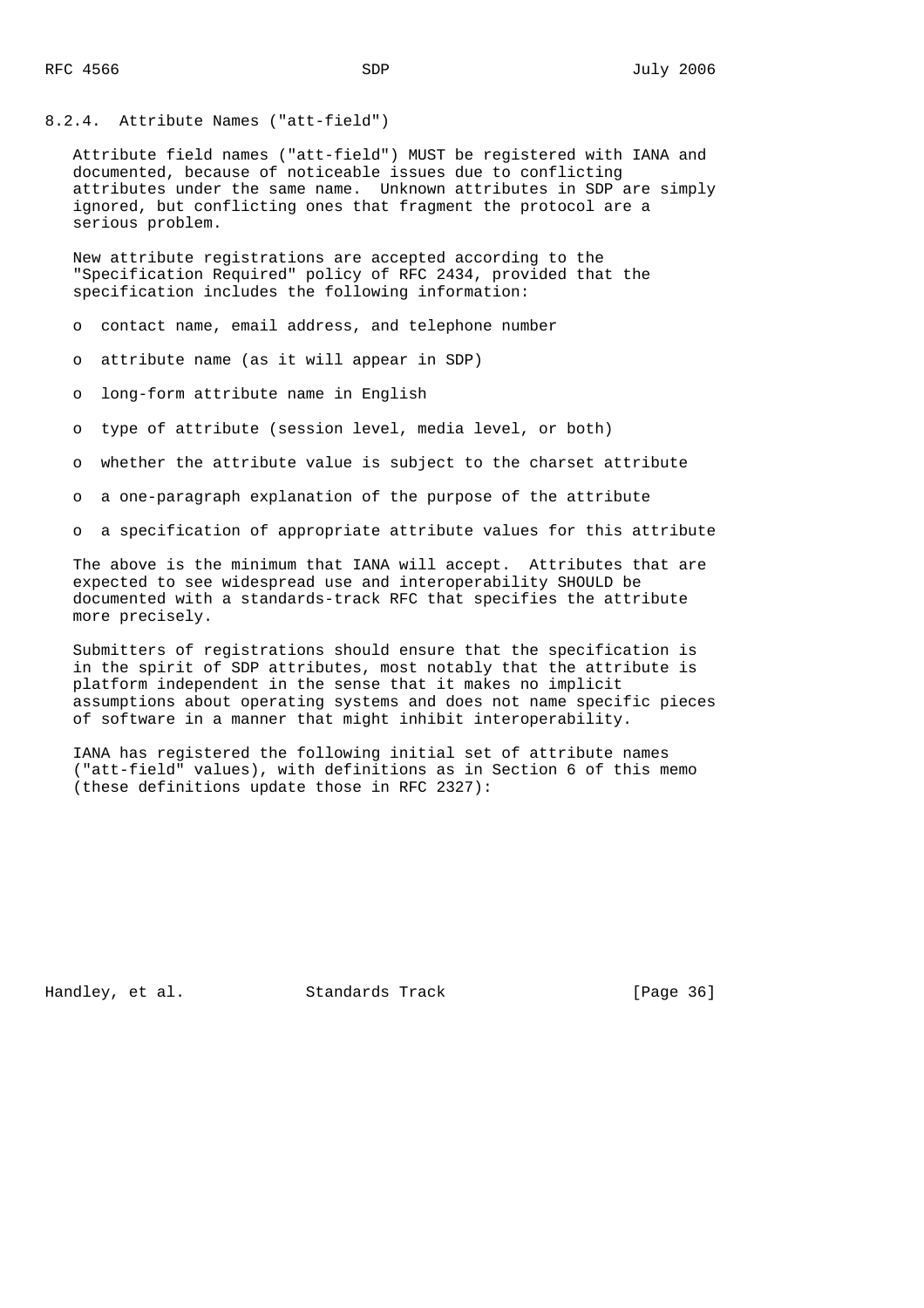### 8.2.4. Attribute Names ("att-field")

Attribute field names ("att-field") MUST be registered with IANA and documented, because of noticeable issues due to conflicting attributes under the same name. Unknown attributes in SDP are simply ignored, but conflicting ones that fragment the protocol are a serious problem.

New attribute registrations are accepted according to the "Specification Required" policy of RFC 2434, provided that the specification includes the following information:

- contact name, email address, and telephone number
- attribute name (as it will appear in SDP)
- long-form attribute name in English
- type of attribute (session level, media level, or both)
- whether the attribute value is subject to the charset attribute
- a one-paragraph explanation of the purpose of the attribute
- a specification of appropriate attribute values for this attribute

The above is the minimum that IANA will accept. Attributes that are expected to see widespread use and interoperability SHOULD be documented with a standards-track RFC that specifies the attribute more precisely.

Submitters of registrations should ensure that the specification is in the spirit of SDP attributes, most notably that the attribute is platform independent in the sense that it makes no implicit assumptions about operating systems and does not name specific pieces of software in a manner that might inhibit interoperability.

IANA has registered the following initial set of attribute names ("att-field" values), with definitions as in Section 6 of this memo (these definitions update those in RFC 2327):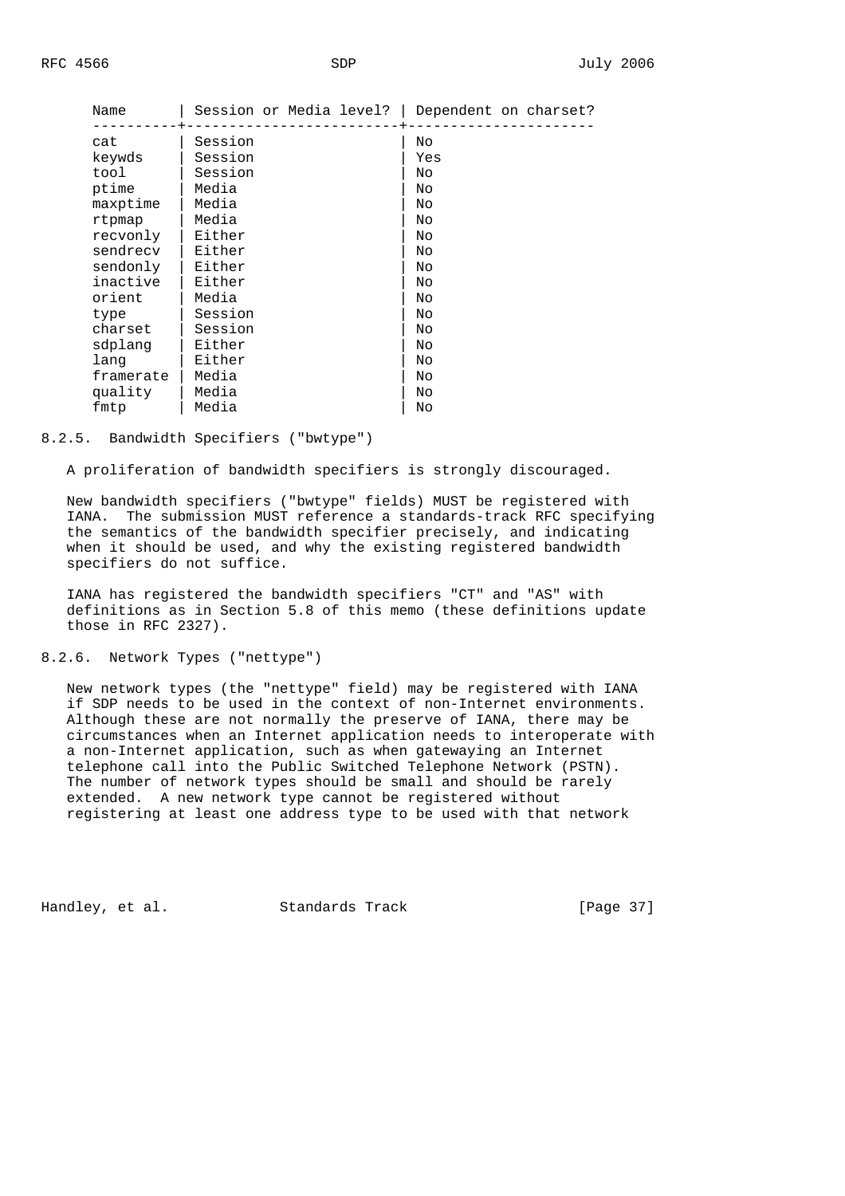| Name | Session or Media level? | Dependent on charset? |
|---|---|---|
| cat | Session | No |
| keywds | Session | Yes |
| tool | Session | No |
| ptime | Media | No |
| maxptime | Media | No |
| rtpmap | Media | No |
| recvonly | Either | No |
| sendrecv | Either | No |
| sendonly | Either | No |
| inactive | Either | No |
| orient | Media | No |
| type | Session | No |
| charset | Session | No |
| sdplang | Either | No |
| lang | Either | No |
| framerate | Media | No |
| quality | Media | No |
| fmtp | Media | No |

#### 8.2.5. Bandwidth Specifiers ("bwtype")

A proliferation of bandwidth specifiers is strongly discouraged.

New bandwidth specifiers ("bwtype" fields) MUST be registered with IANA. The submission MUST reference a standards-track RFC specifying the semantics of the bandwidth specifier precisely, and indicating when it should be used, and why the existing registered bandwidth specifiers do not suffice.

IANA has registered the bandwidth specifiers "CT" and "AS" with definitions as in Section 5.8 of this memo (these definitions update those in RFC 2327).

#### 8.2.6. Network Types ("nettype")

New network types (the "nettype" field) may be registered with IANA if SDP needs to be used in the context of non-Internet environments. Although these are not normally the preserve of IANA, there may be circumstances when an Internet application needs to interoperate with a non-Internet application, such as when gatewaying an Internet telephone call into the Public Switched Telephone Network (PSTN). The number of network types should be small and should be rarely extended. A new network type cannot be registered without registering at least one address type to be used with that network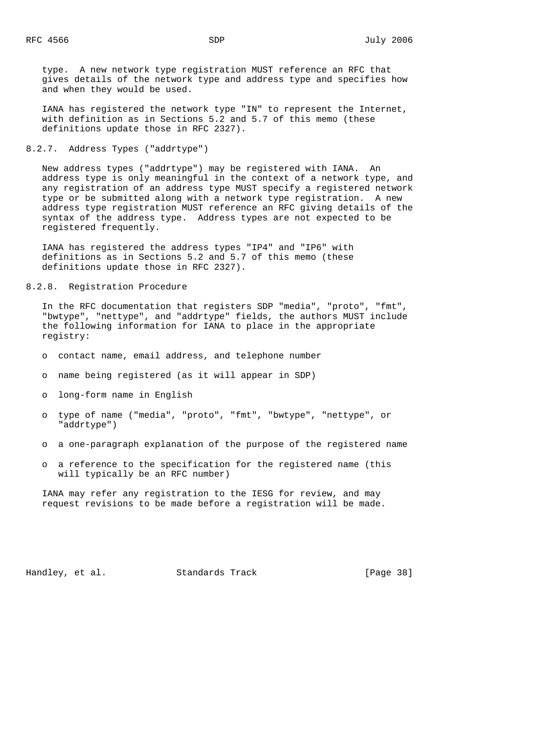type. A new network type registration MUST reference an RFC that gives details of the network type and address type and specifies how and when they would be used.

IANA has registered the network type "IN" to represent the Internet, with definition as in Sections 5.2 and 5.7 of this memo (these definitions update those in RFC 2327).

### 8.2.7. Address Types ("addrtype")

New address types ("addrtype") may be registered with IANA. An address type is only meaningful in the context of a network type, and any registration of an address type MUST specify a registered network type or be submitted along with a network type registration. A new address type registration MUST reference an RFC giving details of the syntax of the address type. Address types are not expected to be registered frequently.

IANA has registered the address types "IP4" and "IP6" with definitions as in Sections 5.2 and 5.7 of this memo (these definitions update those in RFC 2327).

### 8.2.8. Registration Procedure

In the RFC documentation that registers SDP "media", "proto", "fmt", "bwtype", "nettype", and "addrtype" fields, the authors MUST include the following information for IANA to place in the appropriate registry:

- contact name, email address, and telephone number
- name being registered (as it will appear in SDP)
- long-form name in English
- type of name ("media", "proto", "fmt", "bwtype", "nettype", or "addrtype")
- a one-paragraph explanation of the purpose of the registered name
- a reference to the specification for the registered name (this will typically be an RFC number)

IANA may refer any registration to the IESG for review, and may request revisions to be made before a registration will be made.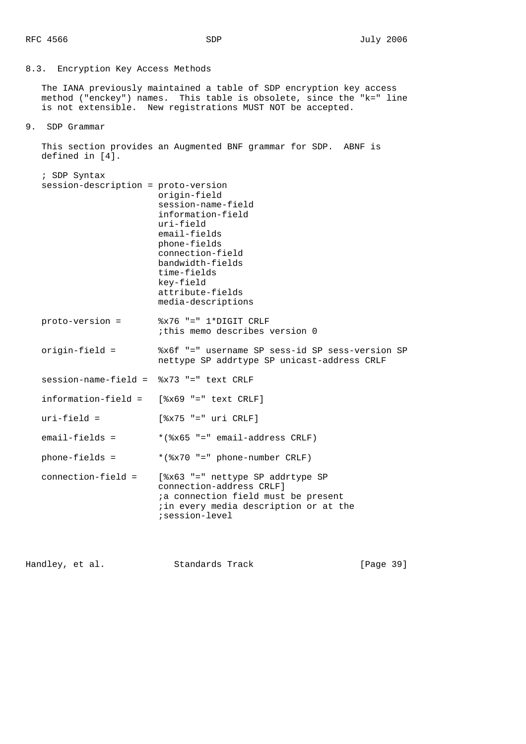### 8.3. Encryption Key Access Methods

The IANA previously maintained a table of SDP encryption key access method ("enckey") names. This table is obsolete, since the "k=" line is not extensible. New registrations MUST NOT be accepted.

## 9. SDP Grammar

This section provides an Augmented BNF grammar for SDP. ABNF is defined in [4].

```
; SDP Syntax
session-description = proto-version
                      origin-field
                      session-name-field
                      information-field
                      uri-field
                      email-fields
                      phone-fields
                      connection-field
                      bandwidth-fields
                      time-fields
                      key-field
                      attribute-fields
                      media-descriptions

proto-version =       %x76 "=" 1*DIGIT CRLF
                      ;this memo describes version 0

origin-field =        %x6f "=" username SP sess-id SP sess-version SP
                      nettype SP addrtype SP unicast-address CRLF

session-name-field =  %x73 "=" text CRLF

information-field =   [%x69 "=" text CRLF]

uri-field =           [%x75 "=" uri CRLF]

email-fields =        *(%x65 "=" email-address CRLF)

phone-fields =        *(%x70 "=" phone-number CRLF)

connection-field =    [%x63 "=" nettype SP addrtype SP
                      connection-address CRLF]
                      ;a connection field must be present
                      ;in every media description or at the
                      ;session-level
```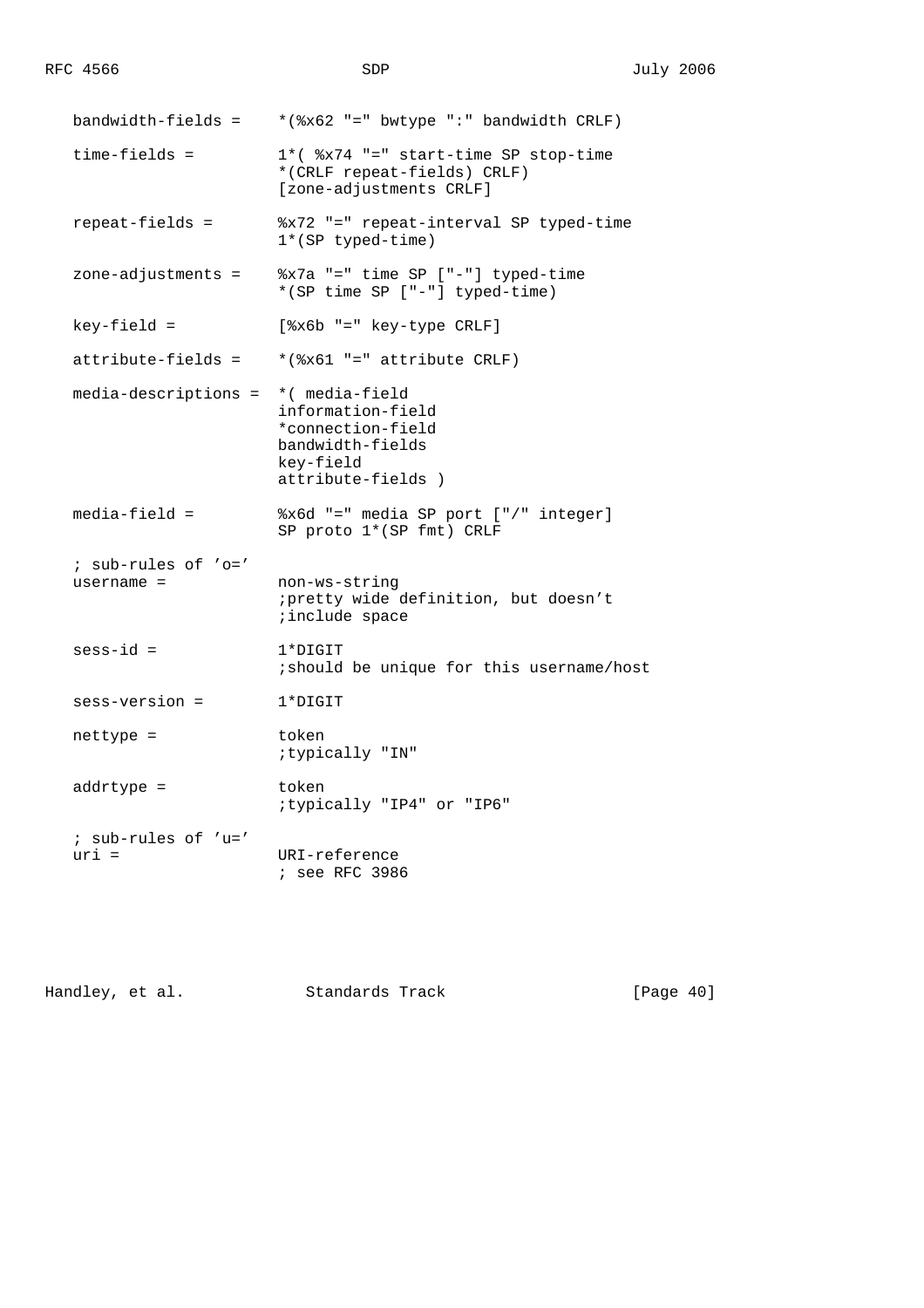```
   bandwidth-fields =    *(%x62 "=" bwtype ":" bandwidth CRLF)

   time-fields =         1*( %x74 "=" start-time SP stop-time
                         *(CRLF repeat-fields) CRLF)
                         [zone-adjustments CRLF]

   repeat-fields =       %x72 "=" repeat-interval SP typed-time
                         1*(SP typed-time)

   zone-adjustments =    %x7a "=" time SP ["-"] typed-time
                         *(SP time SP ["-"] typed-time)

   key-field =           [%x6b "=" key-type CRLF]

   attribute-fields =    *(%x61 "=" attribute CRLF)

   media-descriptions =  *( media-field
                         information-field
                         *connection-field
                         bandwidth-fields
                         key-field
                         attribute-fields )

   media-field =         %x6d "=" media SP port ["/" integer]
                         SP proto 1*(SP fmt) CRLF

   ; sub-rules of 'o='
   username =            non-ws-string
                         ;pretty wide definition, but doesn't
                         ;include space

   sess-id =             1*DIGIT
                         ;should be unique for this username/host

   sess-version =        1*DIGIT

   nettype =             token
                         ;typically "IN"

   addrtype =            token
                         ;typically "IP4" or "IP6"

   ; sub-rules of 'u='
   uri =                 URI-reference
                         ; see RFC 3986
```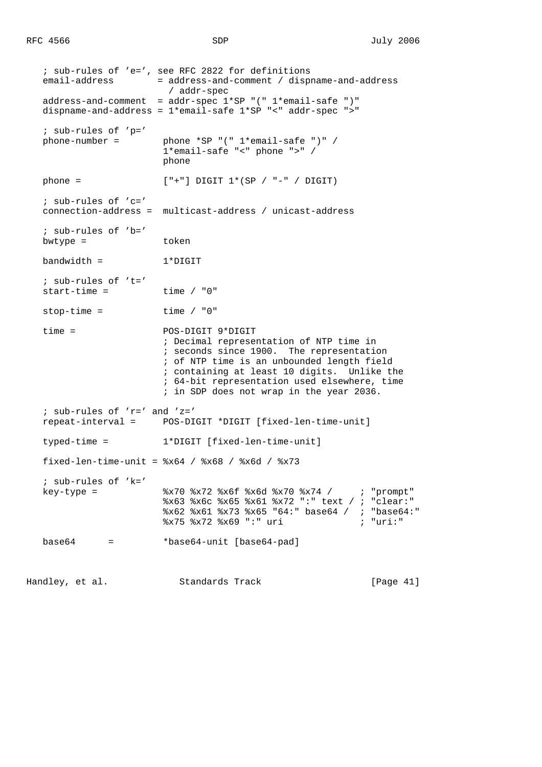```
   ; sub-rules of 'e=', see RFC 2822 for definitions
   email-address        = address-and-comment / dispname-and-address
                          / addr-spec
   address-and-comment  = addr-spec 1*SP "(" 1*email-safe ")"
   dispname-and-address = 1*email-safe 1*SP "<" addr-spec ">"

   ; sub-rules of 'p='
   phone-number =        phone *SP "(" 1*email-safe ")" /
                         1*email-safe "<" phone ">" /
                         phone

   phone =               ["+"] DIGIT 1*(SP / "-" / DIGIT)

   ; sub-rules of 'c='
   connection-address =  multicast-address / unicast-address

   ; sub-rules of 'b='
   bwtype =              token

   bandwidth =           1*DIGIT

   ; sub-rules of 't='
   start-time =          time / "0"

   stop-time =           time / "0"

   time =                POS-DIGIT 9*DIGIT
                         ; Decimal representation of NTP time in
                         ; seconds since 1900.  The representation
                         ; of NTP time is an unbounded length field
                         ; containing at least 10 digits.  Unlike the
                         ; 64-bit representation used elsewhere, time
                         ; in SDP does not wrap in the year 2036.

   ; sub-rules of 'r=' and 'z='
   repeat-interval =     POS-DIGIT *DIGIT [fixed-len-time-unit]

   typed-time =          1*DIGIT [fixed-len-time-unit]

   fixed-len-time-unit = %x64 / %x68 / %x6d / %x73

   ; sub-rules of 'k='
   key-type =            %x70 %x72 %x6f %x6d %x70 %x74 /     ; "prompt"
                         %x63 %x6c %x65 %x61 %x72 ":" text / ; "clear:"
                         %x62 %x61 %x73 %x65 "64:" base64 /  ; "base64:"
                         %x75 %x72 %x69 ":" uri              ; "uri:"

   base64      =         *base64-unit [base64-pad]
```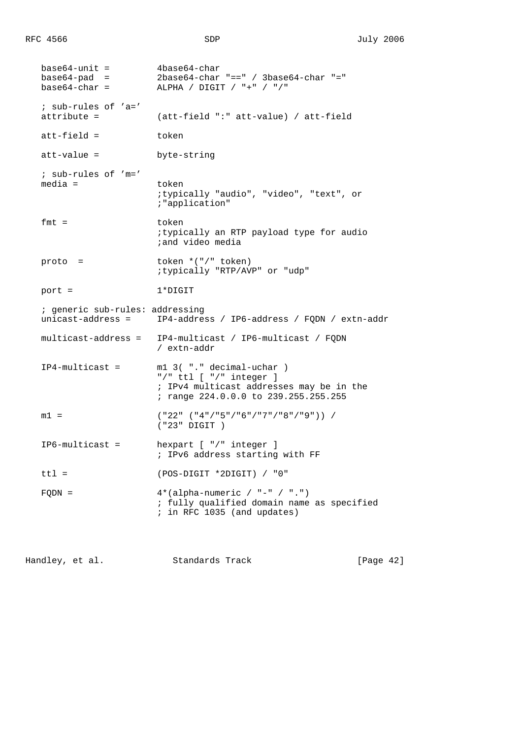```
   base64-unit =         4base64-char
   base64-pad  =         2base64-char "==" / 3base64-char "="
   base64-char =         ALPHA / DIGIT / "+" / "/"

   ; sub-rules of 'a='
   attribute =           (att-field ":" att-value) / att-field

   att-field =           token

   att-value =           byte-string

   ; sub-rules of 'm='
   media =               token
                         ;typically "audio", "video", "text", or
                         ;"application"

   fmt =                 token
                         ;typically an RTP payload type for audio
                         ;and video media

   proto  =              token *("/" token)
                         ;typically "RTP/AVP" or "udp"

   port =                1*DIGIT

   ; generic sub-rules: addressing
   unicast-address =     IP4-address / IP6-address / FQDN / extn-addr

   multicast-address =   IP4-multicast / IP6-multicast / FQDN
                         / extn-addr

   IP4-multicast =       m1 3( "." decimal-uchar )
                         "/" ttl [ "/" integer ]
                         ; IPv4 multicast addresses may be in the
                         ; range 224.0.0.0 to 239.255.255.255

   m1 =                  ("22" ("4"/"5"/"6"/"7"/"8"/"9")) /
                         ("23" DIGIT )

   IP6-multicast =       hexpart [ "/" integer ]
                         ; IPv6 address starting with FF

   ttl =                 (POS-DIGIT *2DIGIT) / "0"

   FQDN =                4*(alpha-numeric / "-" / ".")
                         ; fully qualified domain name as specified
                         ; in RFC 1035 (and updates)
```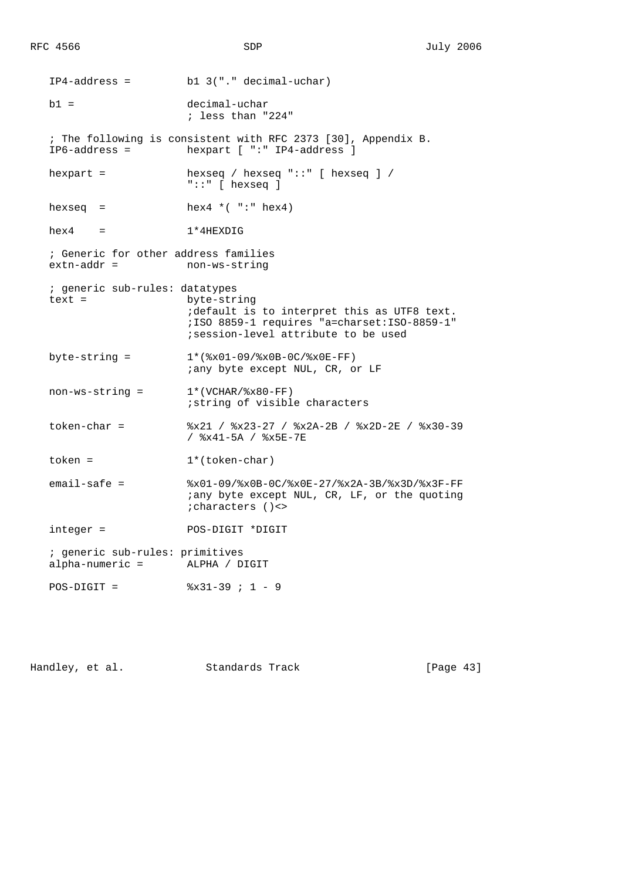```
   IP4-address =         b1 3("." decimal-uchar)

   b1 =                  decimal-uchar
                         ; less than "224"

   ; The following is consistent with RFC 2373 [30], Appendix B.
   IP6-address =         hexpart [ ":" IP4-address ]

   hexpart =             hexseq / hexseq "::" [ hexseq ] /
                         "::" [ hexseq ]

   hexseq  =             hex4 *( ":" hex4)

   hex4    =             1*4HEXDIG

   ; Generic for other address families
   extn-addr =           non-ws-string

   ; generic sub-rules: datatypes
   text =                byte-string
                         ;default is to interpret this as UTF8 text.
                         ;ISO 8859-1 requires "a=charset:ISO-8859-1"
                         ;session-level attribute to be used

   byte-string =         1*(%x01-09/%x0B-0C/%x0E-FF)
                         ;any byte except NUL, CR, or LF

   non-ws-string =       1*(VCHAR/%x80-FF)
                         ;string of visible characters

   token-char =          %x21 / %x23-27 / %x2A-2B / %x2D-2E / %x30-39
                         / %x41-5A / %x5E-7E

   token =               1*(token-char)

   email-safe =          %x01-09/%x0B-0C/%x0E-27/%x2A-3B/%x3D/%x3F-FF
                         ;any byte except NUL, CR, LF, or the quoting
                         ;characters ()<>

   integer =             POS-DIGIT *DIGIT

   ; generic sub-rules: primitives
   alpha-numeric =       ALPHA / DIGIT

   POS-DIGIT =           %x31-39 ; 1 - 9
```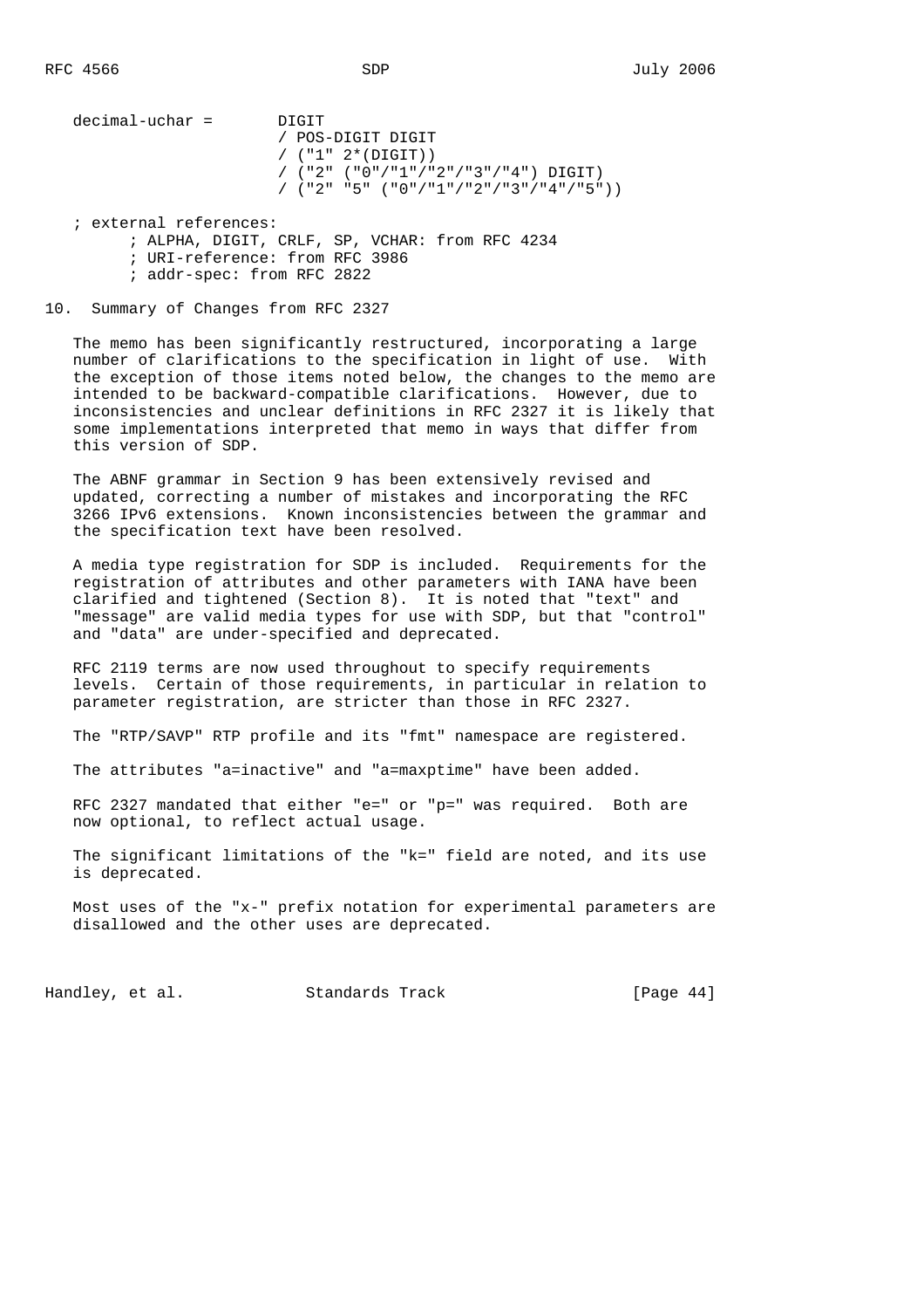```
   decimal-uchar =       DIGIT
                         / POS-DIGIT DIGIT
                         / ("1" 2*(DIGIT))
                         / ("2" ("0"/"1"/"2"/"3"/"4") DIGIT)
                         / ("2" "5" ("0"/"1"/"2"/"3"/"4"/"5"))

   ; external references:
        ; ALPHA, DIGIT, CRLF, SP, VCHAR: from RFC 4234
        ; URI-reference: from RFC 3986
        ; addr-spec: from RFC 2822
```

## 10. Summary of Changes from RFC 2327

The memo has been significantly restructured, incorporating a large number of clarifications to the specification in light of use. With the exception of those items noted below, the changes to the memo are intended to be backward-compatible clarifications. However, due to inconsistencies and unclear definitions in RFC 2327 it is likely that some implementations interpreted that memo in ways that differ from this version of SDP.

The ABNF grammar in Section 9 has been extensively revised and updated, correcting a number of mistakes and incorporating the RFC 3266 IPv6 extensions. Known inconsistencies between the grammar and the specification text have been resolved.

A media type registration for SDP is included. Requirements for the registration of attributes and other parameters with IANA have been clarified and tightened (Section 8). It is noted that "text" and "message" are valid media types for use with SDP, but that "control" and "data" are under-specified and deprecated.

RFC 2119 terms are now used throughout to specify requirements levels. Certain of those requirements, in particular in relation to parameter registration, are stricter than those in RFC 2327.

The "RTP/SAVP" RTP profile and its "fmt" namespace are registered.

The attributes "a=inactive" and "a=maxptime" have been added.

RFC 2327 mandated that either "e=" or "p=" was required. Both are now optional, to reflect actual usage.

The significant limitations of the "k=" field are noted, and its use is deprecated.

Most uses of the "x-" prefix notation for experimental parameters are disallowed and the other uses are deprecated.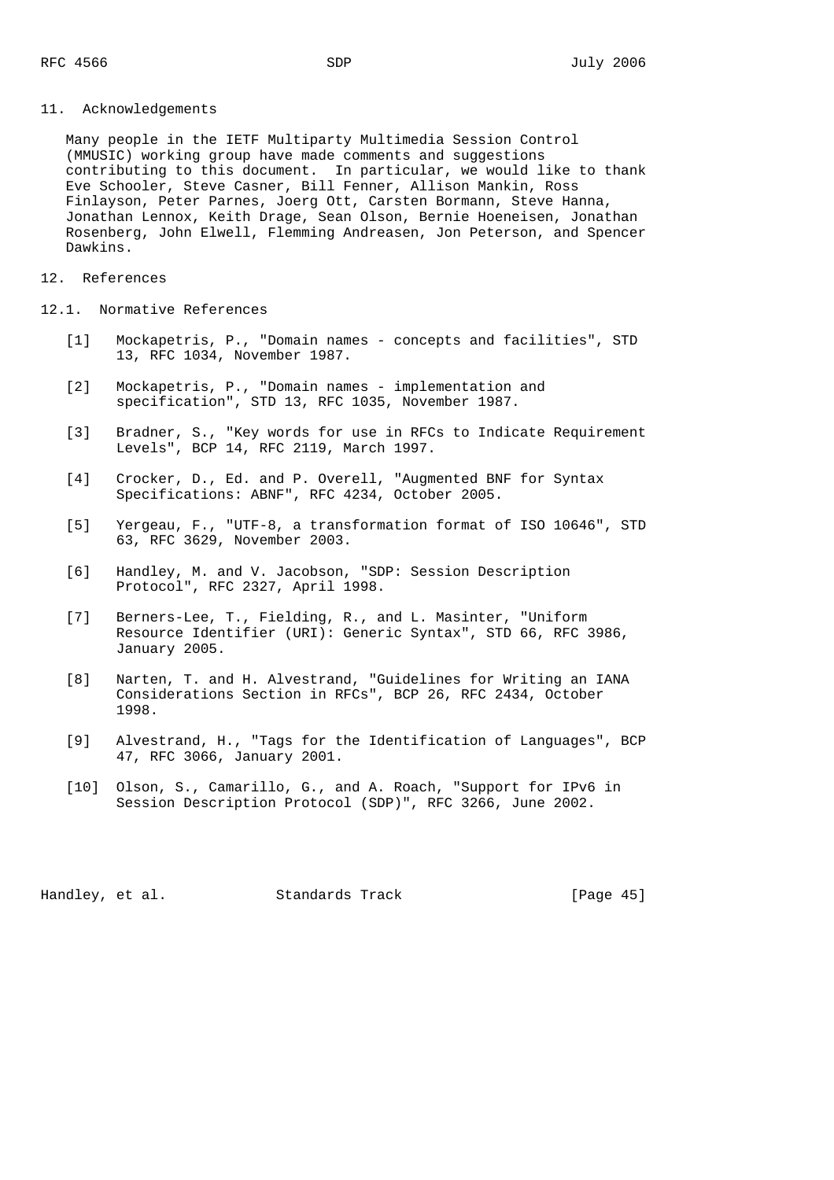## 11. Acknowledgements

Many people in the IETF Multiparty Multimedia Session Control (MMUSIC) working group have made comments and suggestions contributing to this document. In particular, we would like to thank Eve Schooler, Steve Casner, Bill Fenner, Allison Mankin, Ross Finlayson, Peter Parnes, Joerg Ott, Carsten Bormann, Steve Hanna, Jonathan Lennox, Keith Drage, Sean Olson, Bernie Hoeneisen, Jonathan Rosenberg, John Elwell, Flemming Andreasen, Jon Peterson, and Spencer Dawkins.

## 12. References

### 12.1. Normative References

[1] Mockapetris, P., "Domain names - concepts and facilities", STD 13, RFC 1034, November 1987.

[2] Mockapetris, P., "Domain names - implementation and specification", STD 13, RFC 1035, November 1987.

[3] Bradner, S., "Key words for use in RFCs to Indicate Requirement Levels", BCP 14, RFC 2119, March 1997.

[4] Crocker, D., Ed. and P. Overell, "Augmented BNF for Syntax Specifications: ABNF", RFC 4234, October 2005.

[5] Yergeau, F., "UTF-8, a transformation format of ISO 10646", STD 63, RFC 3629, November 2003.

[6] Handley, M. and V. Jacobson, "SDP: Session Description Protocol", RFC 2327, April 1998.

[7] Berners-Lee, T., Fielding, R., and L. Masinter, "Uniform Resource Identifier (URI): Generic Syntax", STD 66, RFC 3986, January 2005.

[8] Narten, T. and H. Alvestrand, "Guidelines for Writing an IANA Considerations Section in RFCs", BCP 26, RFC 2434, October 1998.

[9] Alvestrand, H., "Tags for the Identification of Languages", BCP 47, RFC 3066, January 2001.

[10] Olson, S., Camarillo, G., and A. Roach, "Support for IPv6 in Session Description Protocol (SDP)", RFC 3266, June 2002.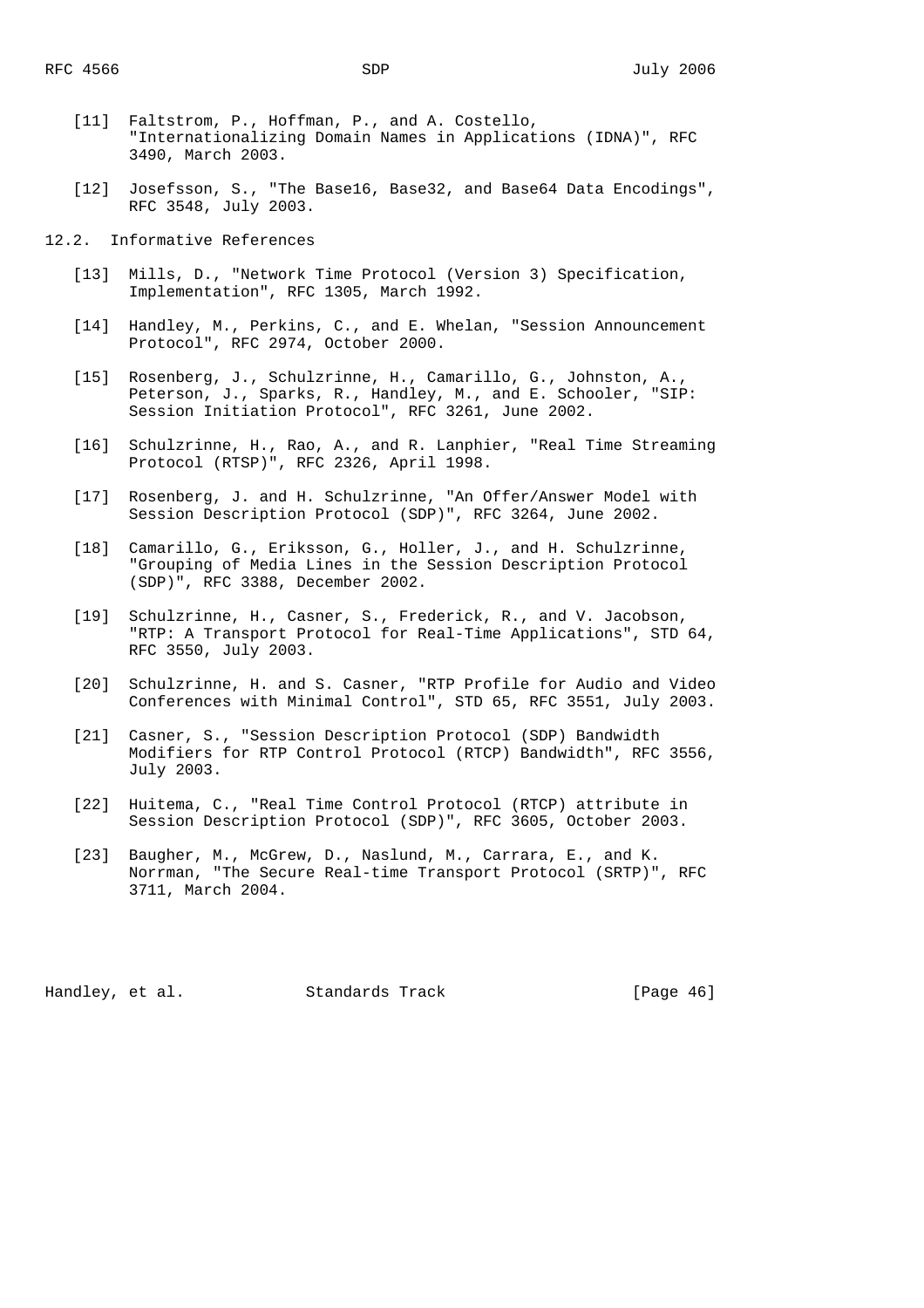[11] Faltstrom, P., Hoffman, P., and A. Costello, "Internationalizing Domain Names in Applications (IDNA)", RFC 3490, March 2003.

[12] Josefsson, S., "The Base16, Base32, and Base64 Data Encodings", RFC 3548, July 2003.

### 12.2. Informative References

[13] Mills, D., "Network Time Protocol (Version 3) Specification, Implementation", RFC 1305, March 1992.

[14] Handley, M., Perkins, C., and E. Whelan, "Session Announcement Protocol", RFC 2974, October 2000.

[15] Rosenberg, J., Schulzrinne, H., Camarillo, G., Johnston, A., Peterson, J., Sparks, R., Handley, M., and E. Schooler, "SIP: Session Initiation Protocol", RFC 3261, June 2002.

[16] Schulzrinne, H., Rao, A., and R. Lanphier, "Real Time Streaming Protocol (RTSP)", RFC 2326, April 1998.

[17] Rosenberg, J. and H. Schulzrinne, "An Offer/Answer Model with Session Description Protocol (SDP)", RFC 3264, June 2002.

[18] Camarillo, G., Eriksson, G., Holler, J., and H. Schulzrinne, "Grouping of Media Lines in the Session Description Protocol (SDP)", RFC 3388, December 2002.

[19] Schulzrinne, H., Casner, S., Frederick, R., and V. Jacobson, "RTP: A Transport Protocol for Real-Time Applications", STD 64, RFC 3550, July 2003.

[20] Schulzrinne, H. and S. Casner, "RTP Profile for Audio and Video Conferences with Minimal Control", STD 65, RFC 3551, July 2003.

[21] Casner, S., "Session Description Protocol (SDP) Bandwidth Modifiers for RTP Control Protocol (RTCP) Bandwidth", RFC 3556, July 2003.

[22] Huitema, C., "Real Time Control Protocol (RTCP) attribute in Session Description Protocol (SDP)", RFC 3605, October 2003.

[23] Baugher, M., McGrew, D., Naslund, M., Carrara, E., and K. Norrman, "The Secure Real-time Transport Protocol (SRTP)", RFC 3711, March 2004.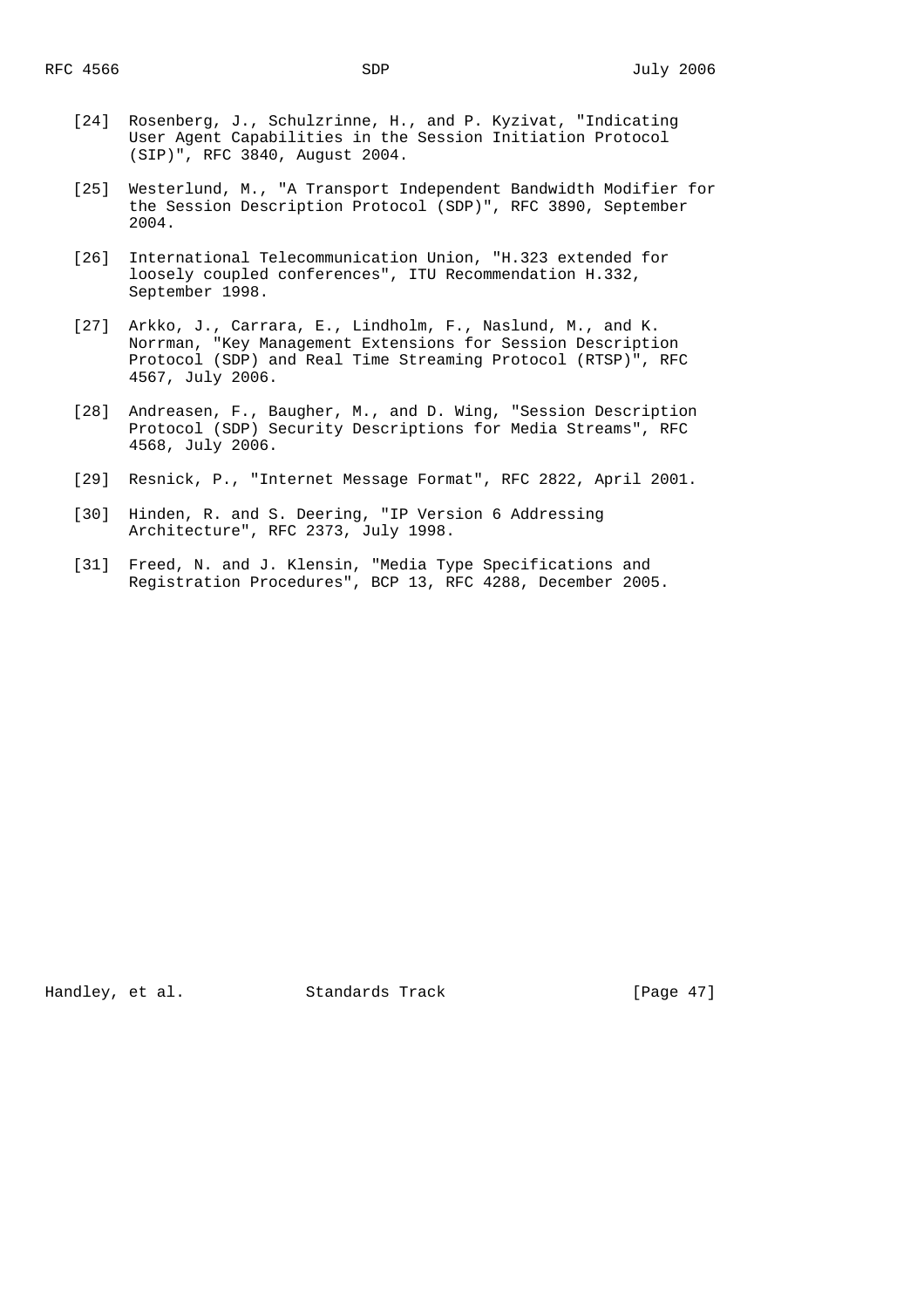[24] Rosenberg, J., Schulzrinne, H., and P. Kyzivat, "Indicating User Agent Capabilities in the Session Initiation Protocol (SIP)", RFC 3840, August 2004.

[25] Westerlund, M., "A Transport Independent Bandwidth Modifier for the Session Description Protocol (SDP)", RFC 3890, September 2004.

[26] International Telecommunication Union, "H.323 extended for loosely coupled conferences", ITU Recommendation H.332, September 1998.

[27] Arkko, J., Carrara, E., Lindholm, F., Naslund, M., and K. Norrman, "Key Management Extensions for Session Description Protocol (SDP) and Real Time Streaming Protocol (RTSP)", RFC 4567, July 2006.

[28] Andreasen, F., Baugher, M., and D. Wing, "Session Description Protocol (SDP) Security Descriptions for Media Streams", RFC 4568, July 2006.

[29] Resnick, P., "Internet Message Format", RFC 2822, April 2001.

[30] Hinden, R. and S. Deering, "IP Version 6 Addressing Architecture", RFC 2373, July 1998.

[31] Freed, N. and J. Klensin, "Media Type Specifications and Registration Procedures", BCP 13, RFC 4288, December 2005.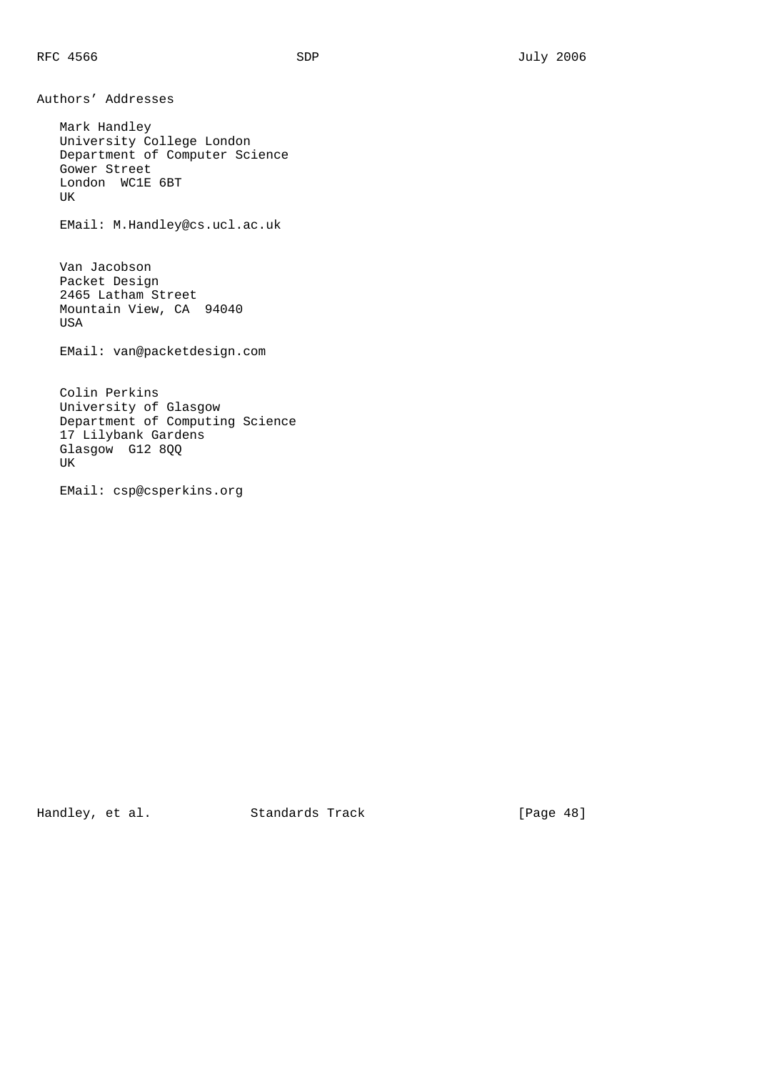## Authors' Addresses

Mark Handley
University College London
Department of Computer Science
Gower Street
London  WC1E 6BT
UK

EMail: M.Handley@cs.ucl.ac.uk

Van Jacobson
Packet Design
2465 Latham Street
Mountain View, CA  94040
USA

EMail: van@packetdesign.com

Colin Perkins
University of Glasgow
Department of Computing Science
17 Lilybank Gardens
Glasgow  G12 8QQ
UK

EMail: csp@csperkins.org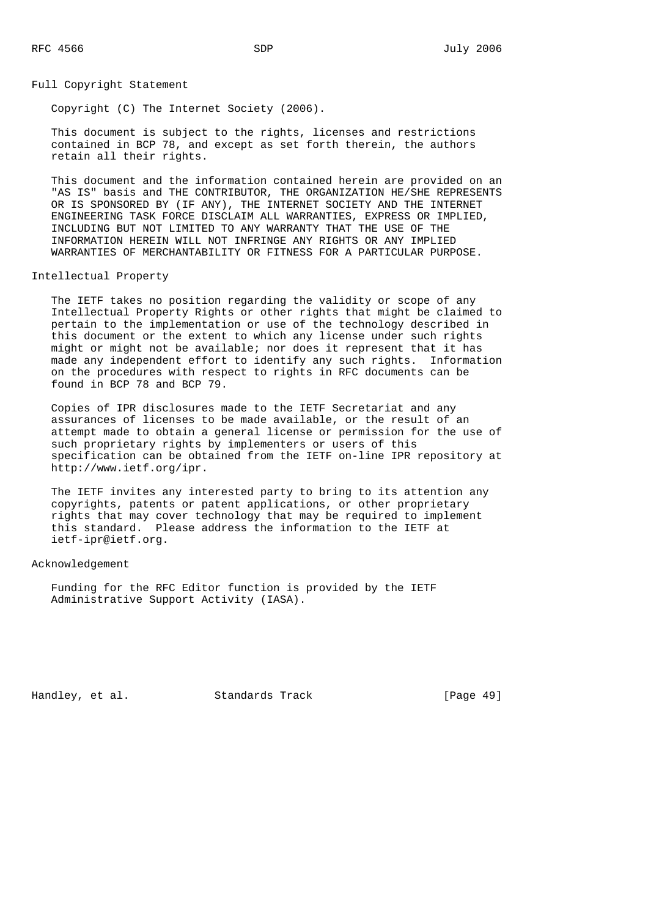## Full Copyright Statement

Copyright (C) The Internet Society (2006).

This document is subject to the rights, licenses and restrictions contained in BCP 78, and except as set forth therein, the authors retain all their rights.

This document and the information contained herein are provided on an "AS IS" basis and THE CONTRIBUTOR, THE ORGANIZATION HE/SHE REPRESENTS OR IS SPONSORED BY (IF ANY), THE INTERNET SOCIETY AND THE INTERNET ENGINEERING TASK FORCE DISCLAIM ALL WARRANTIES, EXPRESS OR IMPLIED, INCLUDING BUT NOT LIMITED TO ANY WARRANTY THAT THE USE OF THE INFORMATION HEREIN WILL NOT INFRINGE ANY RIGHTS OR ANY IMPLIED WARRANTIES OF MERCHANTABILITY OR FITNESS FOR A PARTICULAR PURPOSE.

## Intellectual Property

The IETF takes no position regarding the validity or scope of any Intellectual Property Rights or other rights that might be claimed to pertain to the implementation or use of the technology described in this document or the extent to which any license under such rights might or might not be available; nor does it represent that it has made any independent effort to identify any such rights. Information on the procedures with respect to rights in RFC documents can be found in BCP 78 and BCP 79.

Copies of IPR disclosures made to the IETF Secretariat and any assurances of licenses to be made available, or the result of an attempt made to obtain a general license or permission for the use of such proprietary rights by implementers or users of this specification can be obtained from the IETF on-line IPR repository at http://www.ietf.org/ipr.

The IETF invites any interested party to bring to its attention any copyrights, patents or patent applications, or other proprietary rights that may cover technology that may be required to implement this standard. Please address the information to the IETF at ietf-ipr@ietf.org.

## Acknowledgement

Funding for the RFC Editor function is provided by the IETF Administrative Support Activity (IASA).